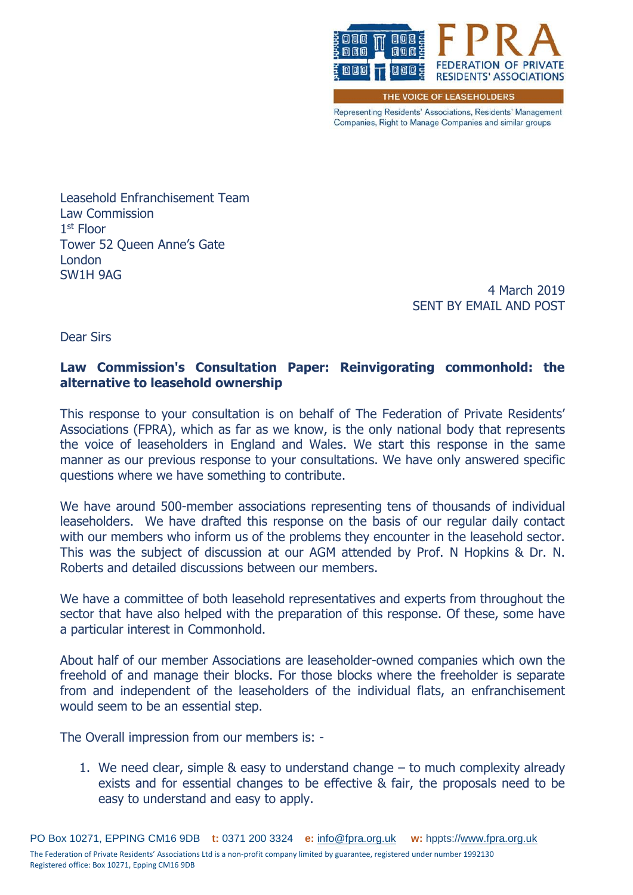FPRA

FEDERATION OF PRIVATE RESIDENTS' ASSOCIATIONS

THE VOICE OF LEASEHOLDERS

Representing Residents' Associations, Residents' Management Companies, Right to Manage Companies and similar groups

Leasehold Enfranchisement Team
Law Commission
1st Floor
Tower 52 Queen Anne's Gate
London
SW1H 9AG

4 March 2019
SENT BY EMAIL AND POST

Dear Sirs

**Law Commission's Consultation Paper: Reinvigorating commonhold: the alternative to leasehold ownership**

This response to your consultation is on behalf of The Federation of Private Residents' Associations (FPRA), which as far as we know, is the only national body that represents the voice of leaseholders in England and Wales. We start this response in the same manner as our previous response to your consultations. We have only answered specific questions where we have something to contribute.

We have around 500-member associations representing tens of thousands of individual leaseholders. We have drafted this response on the basis of our regular daily contact with our members who inform us of the problems they encounter in the leasehold sector. This was the subject of discussion at our AGM attended by Prof. N Hopkins & Dr. N. Roberts and detailed discussions between our members.

We have a committee of both leasehold representatives and experts from throughout the sector that have also helped with the preparation of this response. Of these, some have a particular interest in Commonhold.

About half of our member Associations are leaseholder-owned companies which own the freehold of and manage their blocks. For those blocks where the freeholder is separate from and independent of the leaseholders of the individual flats, an enfranchisement would seem to be an essential step.

The Overall impression from our members is: -

1. We need clear, simple & easy to understand change – to much complexity already exists and for essential changes to be effective & fair, the proposals need to be easy to understand and easy to apply.

PO Box 10271, EPPING CM16 9DB **t:** 0371 200 3324 **e:** info@fpra.org.uk **w:** hppts://www.fpra.org.uk

The Federation of Private Residents' Associations Ltd is a non-profit company limited by guarantee, registered under number 1992130
Registered office: Box 10271, Epping CM16 9DB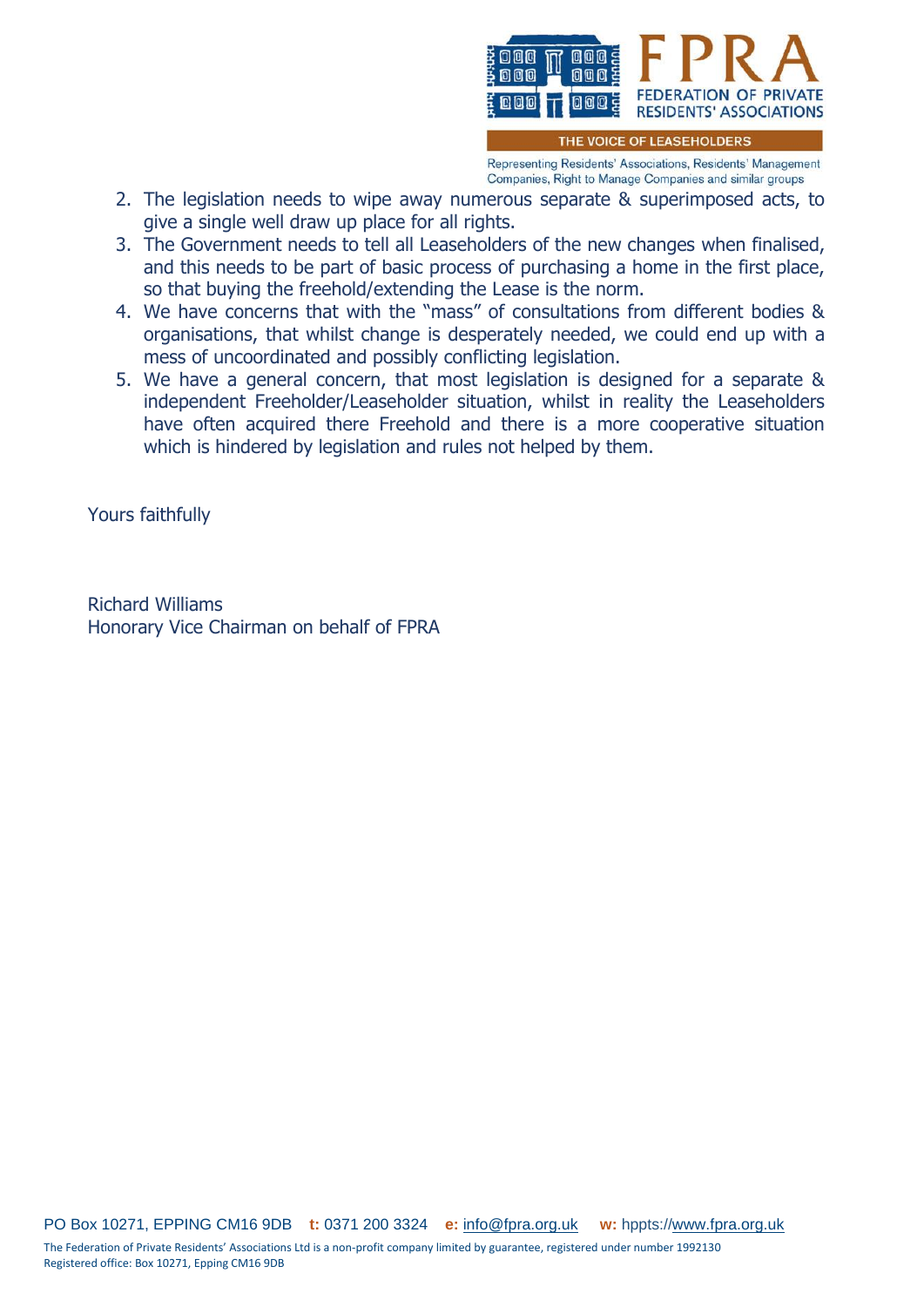2. The legislation needs to wipe away numerous separate & superimposed acts, to give a single well draw up place for all rights.
3. The Government needs to tell all Leaseholders of the new changes when finalised, and this needs to be part of basic process of purchasing a home in the first place, so that buying the freehold/extending the Lease is the norm.
4. We have concerns that with the "mass" of consultations from different bodies & organisations, that whilst change is desperately needed, we could end up with a mess of uncoordinated and possibly conflicting legislation.
5. We have a general concern, that most legislation is designed for a separate & independent Freeholder/Leaseholder situation, whilst in reality the Leaseholders have often acquired there Freehold and there is a more cooperative situation which is hindered by legislation and rules not helped by them.

Yours faithfully

Richard Williams
Honorary Vice Chairman on behalf of FPRA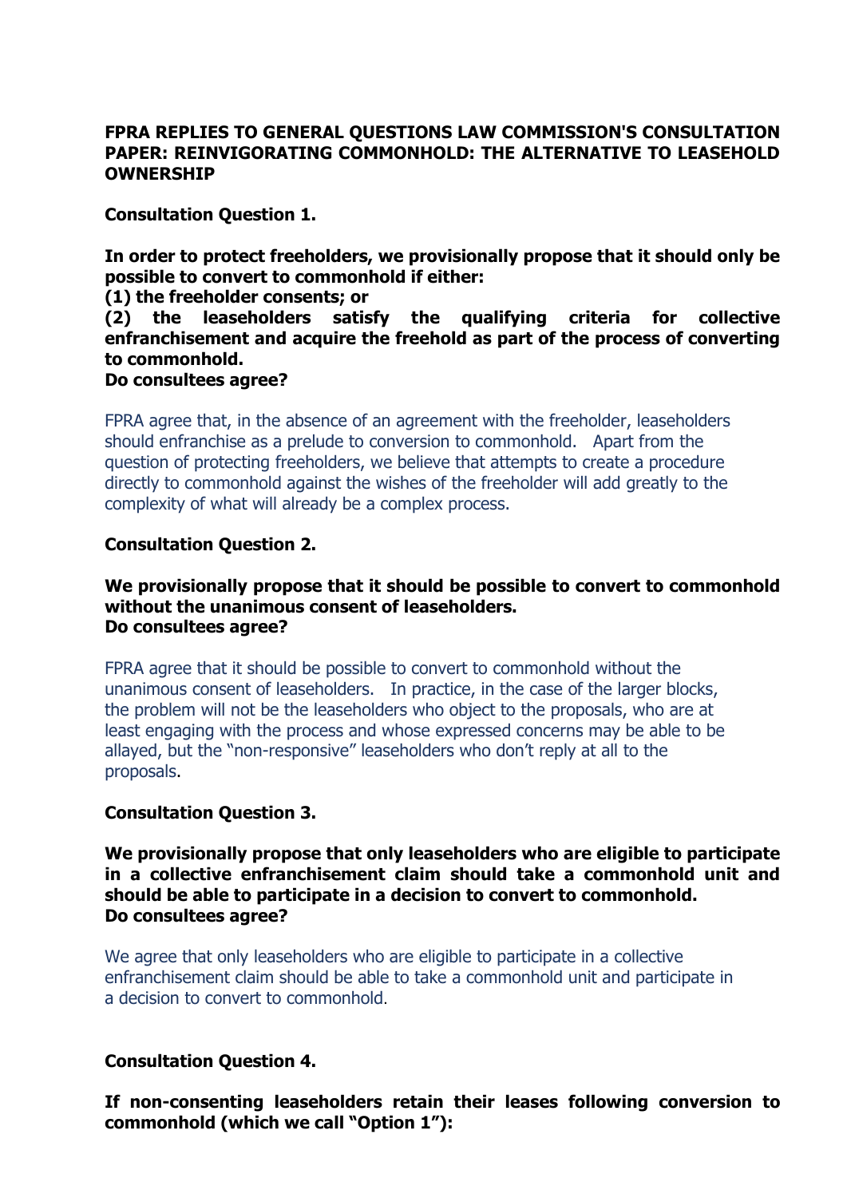**FPRA REPLIES TO GENERAL QUESTIONS LAW COMMISSION'S CONSULTATION PAPER: REINVIGORATING COMMONHOLD: THE ALTERNATIVE TO LEASEHOLD OWNERSHIP**

**Consultation Question 1.**

**In order to protect freeholders, we provisionally propose that it should only be possible to convert to commonhold if either:**
**(1) the freeholder consents; or**
**(2) the leaseholders satisfy the qualifying criteria for collective enfranchisement and acquire the freehold as part of the process of converting to commonhold.**
**Do consultees agree?**

FPRA agree that, in the absence of an agreement with the freeholder, leaseholders should enfranchise as a prelude to conversion to commonhold. Apart from the question of protecting freeholders, we believe that attempts to create a procedure directly to commonhold against the wishes of the freeholder will add greatly to the complexity of what will already be a complex process.

**Consultation Question 2.**

**We provisionally propose that it should be possible to convert to commonhold without the unanimous consent of leaseholders.**
**Do consultees agree?**

FPRA agree that it should be possible to convert to commonhold without the unanimous consent of leaseholders. In practice, in the case of the larger blocks, the problem will not be the leaseholders who object to the proposals, who are at least engaging with the process and whose expressed concerns may be able to be allayed, but the "non-responsive" leaseholders who don't reply at all to the proposals.

**Consultation Question 3.**

**We provisionally propose that only leaseholders who are eligible to participate in a collective enfranchisement claim should take a commonhold unit and should be able to participate in a decision to convert to commonhold.**
**Do consultees agree?**

We agree that only leaseholders who are eligible to participate in a collective enfranchisement claim should be able to take a commonhold unit and participate in a decision to convert to commonhold.

**Consultation Question 4.**

**If non-consenting leaseholders retain their leases following conversion to commonhold (which we call "Option 1"):**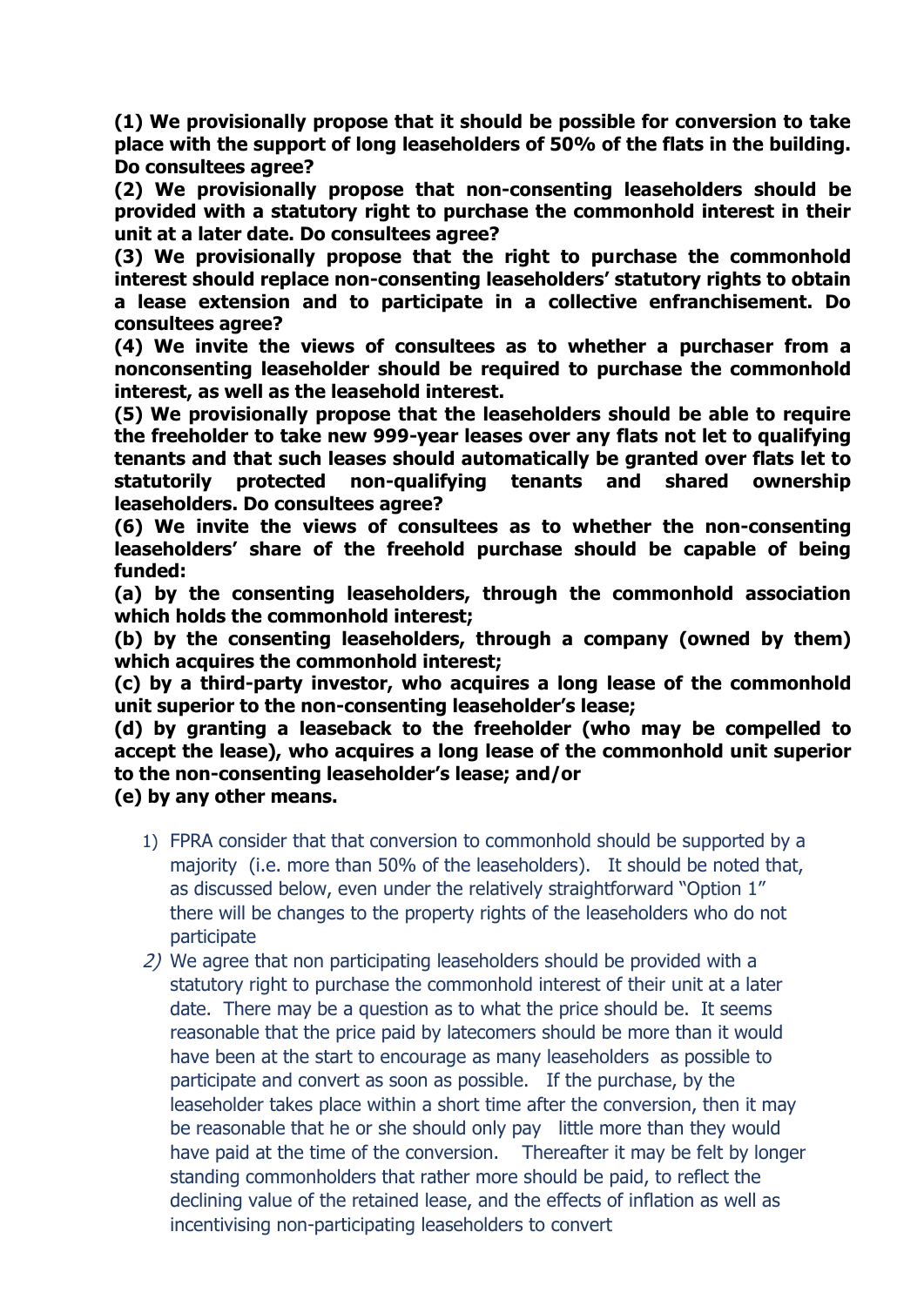**(1) We provisionally propose that it should be possible for conversion to take place with the support of long leaseholders of 50% of the flats in the building. Do consultees agree?**

**(2) We provisionally propose that non-consenting leaseholders should be provided with a statutory right to purchase the commonhold interest in their unit at a later date. Do consultees agree?**

**(3) We provisionally propose that the right to purchase the commonhold interest should replace non-consenting leaseholders' statutory rights to obtain a lease extension and to participate in a collective enfranchisement. Do consultees agree?**

**(4) We invite the views of consultees as to whether a purchaser from a nonconsenting leaseholder should be required to purchase the commonhold interest, as well as the leasehold interest.**

**(5) We provisionally propose that the leaseholders should be able to require the freeholder to take new 999-year leases over any flats not let to qualifying tenants and that such leases should automatically be granted over flats let to statutorily protected non-qualifying tenants and shared ownership leaseholders. Do consultees agree?**

**(6) We invite the views of consultees as to whether the non-consenting leaseholders' share of the freehold purchase should be capable of being funded:**

**(a) by the consenting leaseholders, through the commonhold association which holds the commonhold interest;**

**(b) by the consenting leaseholders, through a company (owned by them) which acquires the commonhold interest;**

**(c) by a third-party investor, who acquires a long lease of the commonhold unit superior to the non-consenting leaseholder's lease;**

**(d) by granting a leaseback to the freeholder (who may be compelled to accept the lease), who acquires a long lease of the commonhold unit superior to the non-consenting leaseholder's lease; and/or**

**(e) by any other means.**

1) FPRA consider that that conversion to commonhold should be supported by a majority (i.e. more than 50% of the leaseholders). It should be noted that, as discussed below, even under the relatively straightforward "Option 1" there will be changes to the property rights of the leaseholders who do not participate
2) We agree that non participating leaseholders should be provided with a statutory right to purchase the commonhold interest of their unit at a later date. There may be a question as to what the price should be. It seems reasonable that the price paid by latecomers should be more than it would have been at the start to encourage as many leaseholders as possible to participate and convert as soon as possible. If the purchase, by the leaseholder takes place within a short time after the conversion, then it may be reasonable that he or she should only pay little more than they would have paid at the time of the conversion. Thereafter it may be felt by longer standing commonholders that rather more should be paid, to reflect the declining value of the retained lease, and the effects of inflation as well as incentivising non-participating leaseholders to convert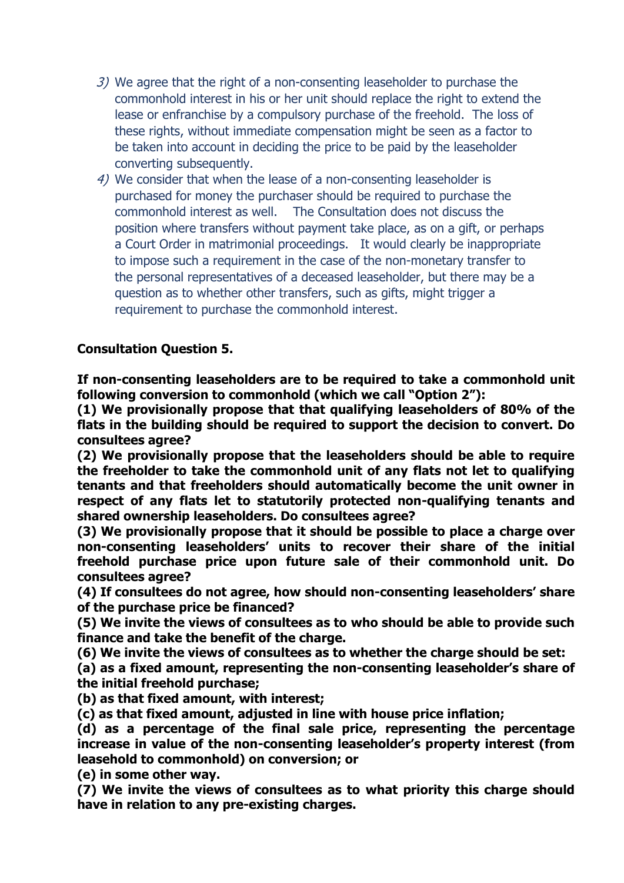3) We agree that the right of a non-consenting leaseholder to purchase the commonhold interest in his or her unit should replace the right to extend the lease or enfranchise by a compulsory purchase of the freehold. The loss of these rights, without immediate compensation might be seen as a factor to be taken into account in deciding the price to be paid by the leaseholder converting subsequently.
4) We consider that when the lease of a non-consenting leaseholder is purchased for money the purchaser should be required to purchase the commonhold interest as well. The Consultation does not discuss the position where transfers without payment take place, as on a gift, or perhaps a Court Order in matrimonial proceedings. It would clearly be inappropriate to impose such a requirement in the case of the non-monetary transfer to the personal representatives of a deceased leaseholder, but there may be a question as to whether other transfers, such as gifts, might trigger a requirement to purchase the commonhold interest.

**Consultation Question 5.**

**If non-consenting leaseholders are to be required to take a commonhold unit following conversion to commonhold (which we call "Option 2"):**

**(1) We provisionally propose that that qualifying leaseholders of 80% of the flats in the building should be required to support the decision to convert. Do consultees agree?**

**(2) We provisionally propose that the leaseholders should be able to require the freeholder to take the commonhold unit of any flats not let to qualifying tenants and that freeholders should automatically become the unit owner in respect of any flats let to statutorily protected non-qualifying tenants and shared ownership leaseholders. Do consultees agree?**

**(3) We provisionally propose that it should be possible to place a charge over non-consenting leaseholders' units to recover their share of the initial freehold purchase price upon future sale of their commonhold unit. Do consultees agree?**

**(4) If consultees do not agree, how should non-consenting leaseholders' share of the purchase price be financed?**

**(5) We invite the views of consultees as to who should be able to provide such finance and take the benefit of the charge.**

**(6) We invite the views of consultees as to whether the charge should be set:**

**(a) as a fixed amount, representing the non-consenting leaseholder's share of the initial freehold purchase;**

**(b) as that fixed amount, with interest;**

**(c) as that fixed amount, adjusted in line with house price inflation;**

**(d) as a percentage of the final sale price, representing the percentage increase in value of the non-consenting leaseholder's property interest (from leasehold to commonhold) on conversion; or**

**(e) in some other way.**

**(7) We invite the views of consultees as to what priority this charge should have in relation to any pre-existing charges.**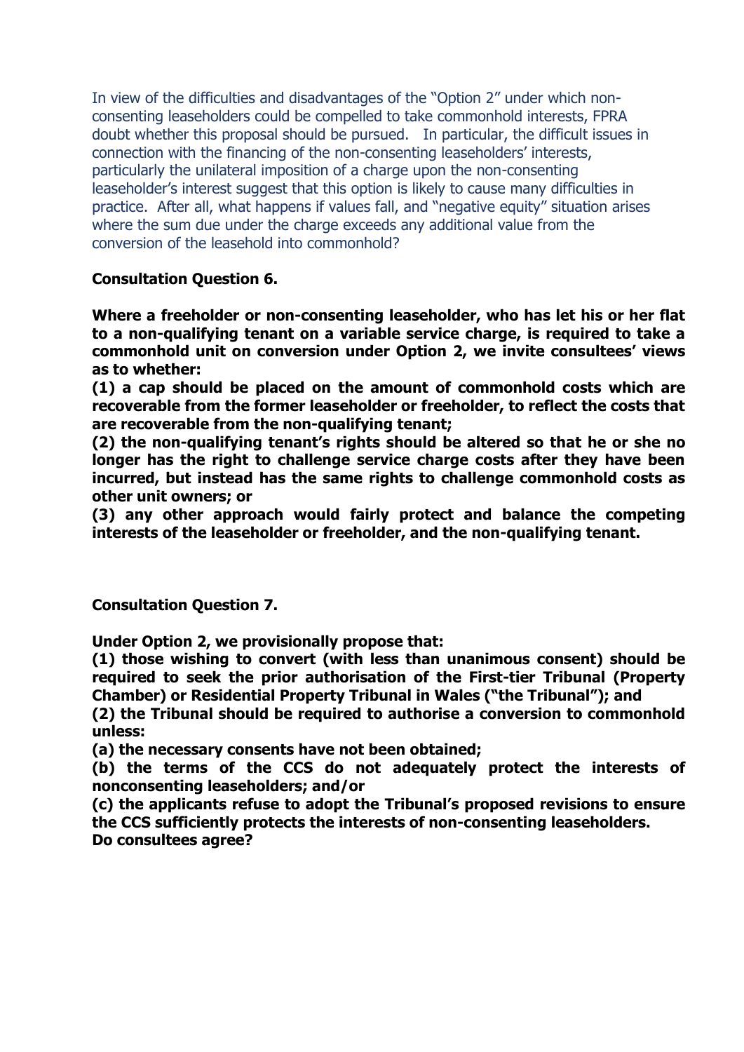In view of the difficulties and disadvantages of the "Option 2" under which non-consenting leaseholders could be compelled to take commonhold interests, FPRA doubt whether this proposal should be pursued. In particular, the difficult issues in connection with the financing of the non-consenting leaseholders' interests, particularly the unilateral imposition of a charge upon the non-consenting leaseholder's interest suggest that this option is likely to cause many difficulties in practice. After all, what happens if values fall, and "negative equity" situation arises where the sum due under the charge exceeds any additional value from the conversion of the leasehold into commonhold?

**Consultation Question 6.**

**Where a freeholder or non-consenting leaseholder, who has let his or her flat to a non-qualifying tenant on a variable service charge, is required to take a commonhold unit on conversion under Option 2, we invite consultees' views as to whether:**

**(1) a cap should be placed on the amount of commonhold costs which are recoverable from the former leaseholder or freeholder, to reflect the costs that are recoverable from the non-qualifying tenant;**

**(2) the non-qualifying tenant's rights should be altered so that he or she no longer has the right to challenge service charge costs after they have been incurred, but instead has the same rights to challenge commonhold costs as other unit owners; or**

**(3) any other approach would fairly protect and balance the competing interests of the leaseholder or freeholder, and the non-qualifying tenant.**

**Consultation Question 7.**

**Under Option 2, we provisionally propose that:**

**(1) those wishing to convert (with less than unanimous consent) should be required to seek the prior authorisation of the First-tier Tribunal (Property Chamber) or Residential Property Tribunal in Wales ("the Tribunal"); and**

**(2) the Tribunal should be required to authorise a conversion to commonhold unless:**

**(a) the necessary consents have not been obtained;**

**(b) the terms of the CCS do not adequately protect the interests of nonconsenting leaseholders; and/or**

**(c) the applicants refuse to adopt the Tribunal's proposed revisions to ensure the CCS sufficiently protects the interests of non-consenting leaseholders.**

**Do consultees agree?**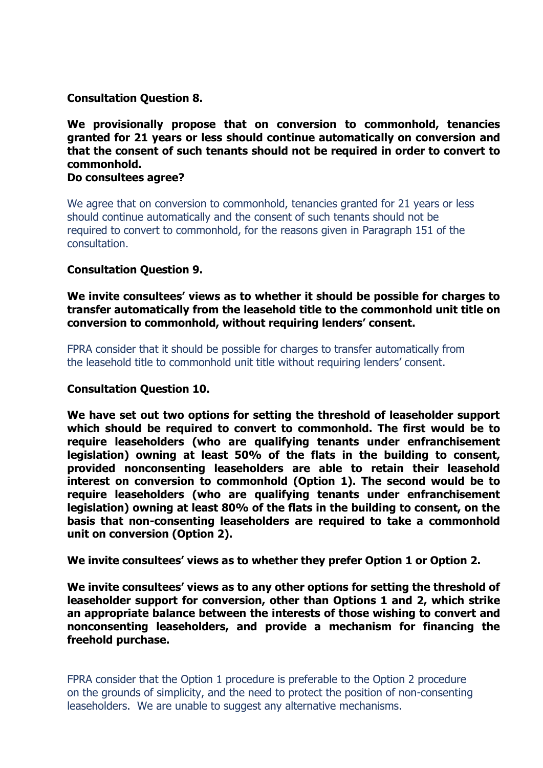**Consultation Question 8.**

**We provisionally propose that on conversion to commonhold, tenancies granted for 21 years or less should continue automatically on conversion and that the consent of such tenants should not be required in order to convert to commonhold.**
**Do consultees agree?**

We agree that on conversion to commonhold, tenancies granted for 21 years or less should continue automatically and the consent of such tenants should not be required to convert to commonhold, for the reasons given in Paragraph 151 of the consultation.

**Consultation Question 9.**

**We invite consultees' views as to whether it should be possible for charges to transfer automatically from the leasehold title to the commonhold unit title on conversion to commonhold, without requiring lenders' consent.**

FPRA consider that it should be possible for charges to transfer automatically from the leasehold title to commonhold unit title without requiring lenders' consent.

**Consultation Question 10.**

**We have set out two options for setting the threshold of leaseholder support which should be required to convert to commonhold. The first would be to require leaseholders (who are qualifying tenants under enfranchisement legislation) owning at least 50% of the flats in the building to consent, provided nonconsenting leaseholders are able to retain their leasehold interest on conversion to commonhold (Option 1). The second would be to require leaseholders (who are qualifying tenants under enfranchisement legislation) owning at least 80% of the flats in the building to consent, on the basis that non-consenting leaseholders are required to take a commonhold unit on conversion (Option 2).**

**We invite consultees' views as to whether they prefer Option 1 or Option 2.**

**We invite consultees' views as to any other options for setting the threshold of leaseholder support for conversion, other than Options 1 and 2, which strike an appropriate balance between the interests of those wishing to convert and nonconsenting leaseholders, and provide a mechanism for financing the freehold purchase.**

FPRA consider that the Option 1 procedure is preferable to the Option 2 procedure on the grounds of simplicity, and the need to protect the position of non-consenting leaseholders. We are unable to suggest any alternative mechanisms.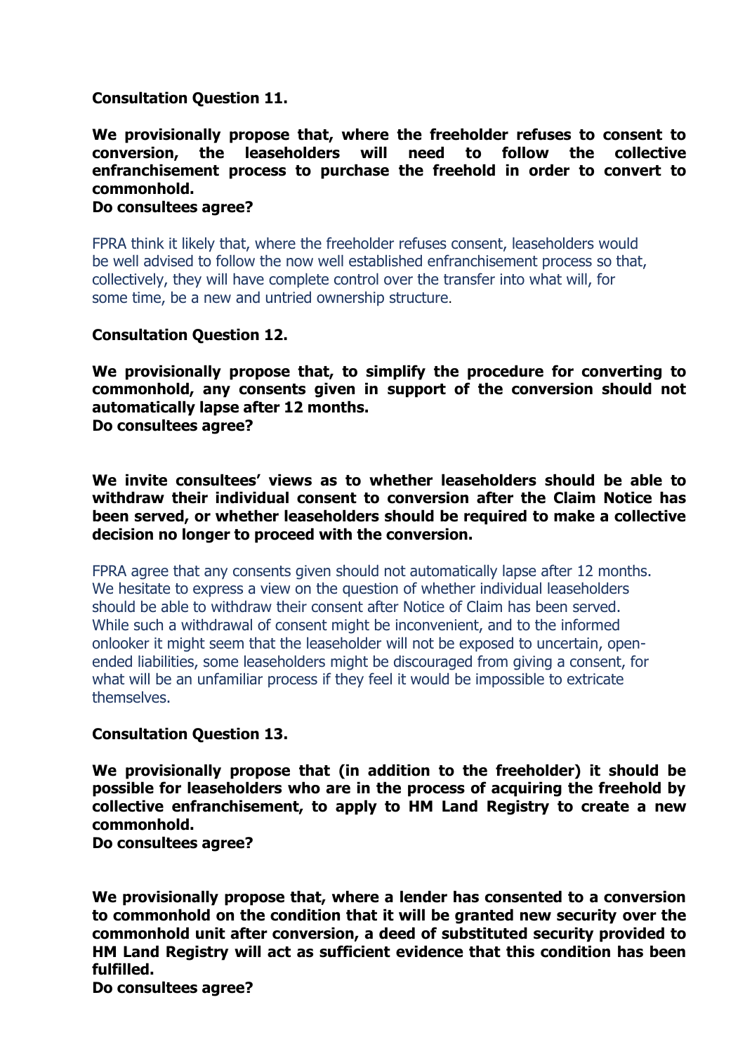**Consultation Question 11.**

**We provisionally propose that, where the freeholder refuses to consent to conversion, the leaseholders will need to follow the collective enfranchisement process to purchase the freehold in order to convert to commonhold.**
**Do consultees agree?**

FPRA think it likely that, where the freeholder refuses consent, leaseholders would be well advised to follow the now well established enfranchisement process so that, collectively, they will have complete control over the transfer into what will, for some time, be a new and untried ownership structure.

**Consultation Question 12.**

**We provisionally propose that, to simplify the procedure for converting to commonhold, any consents given in support of the conversion should not automatically lapse after 12 months.**
**Do consultees agree?**

**We invite consultees' views as to whether leaseholders should be able to withdraw their individual consent to conversion after the Claim Notice has been served, or whether leaseholders should be required to make a collective decision no longer to proceed with the conversion.**

FPRA agree that any consents given should not automatically lapse after 12 months. We hesitate to express a view on the question of whether individual leaseholders should be able to withdraw their consent after Notice of Claim has been served. While such a withdrawal of consent might be inconvenient, and to the informed onlooker it might seem that the leaseholder will not be exposed to uncertain, open-ended liabilities, some leaseholders might be discouraged from giving a consent, for what will be an unfamiliar process if they feel it would be impossible to extricate themselves.

**Consultation Question 13.**

**We provisionally propose that (in addition to the freeholder) it should be possible for leaseholders who are in the process of acquiring the freehold by collective enfranchisement, to apply to HM Land Registry to create a new commonhold.**
**Do consultees agree?**

**We provisionally propose that, where a lender has consented to a conversion to commonhold on the condition that it will be granted new security over the commonhold unit after conversion, a deed of substituted security provided to HM Land Registry will act as sufficient evidence that this condition has been fulfilled.**
**Do consultees agree?**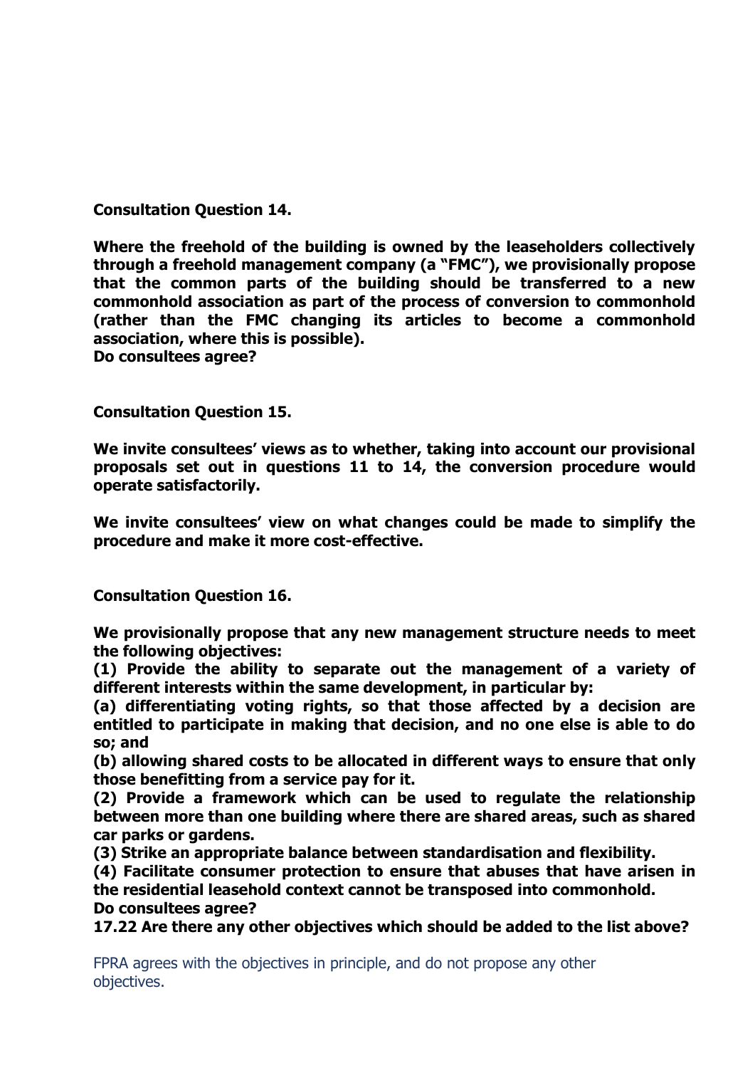**Consultation Question 14.**

**Where the freehold of the building is owned by the leaseholders collectively through a freehold management company (a "FMC"), we provisionally propose that the common parts of the building should be transferred to a new commonhold association as part of the process of conversion to commonhold (rather than the FMC changing its articles to become a commonhold association, where this is possible).**
**Do consultees agree?**

**Consultation Question 15.**

**We invite consultees' views as to whether, taking into account our provisional proposals set out in questions 11 to 14, the conversion procedure would operate satisfactorily.**

**We invite consultees' view on what changes could be made to simplify the procedure and make it more cost-effective.**

**Consultation Question 16.**

**We provisionally propose that any new management structure needs to meet the following objectives:**

**(1) Provide the ability to separate out the management of a variety of different interests within the same development, in particular by:**

**(a) differentiating voting rights, so that those affected by a decision are entitled to participate in making that decision, and no one else is able to do so; and**

**(b) allowing shared costs to be allocated in different ways to ensure that only those benefitting from a service pay for it.**

**(2) Provide a framework which can be used to regulate the relationship between more than one building where there are shared areas, such as shared car parks or gardens.**

**(3) Strike an appropriate balance between standardisation and flexibility.**

**(4) Facilitate consumer protection to ensure that abuses that have arisen in the residential leasehold context cannot be transposed into commonhold.**

**Do consultees agree?**

**17.22 Are there any other objectives which should be added to the list above?**

FPRA agrees with the objectives in principle, and do not propose any other objectives.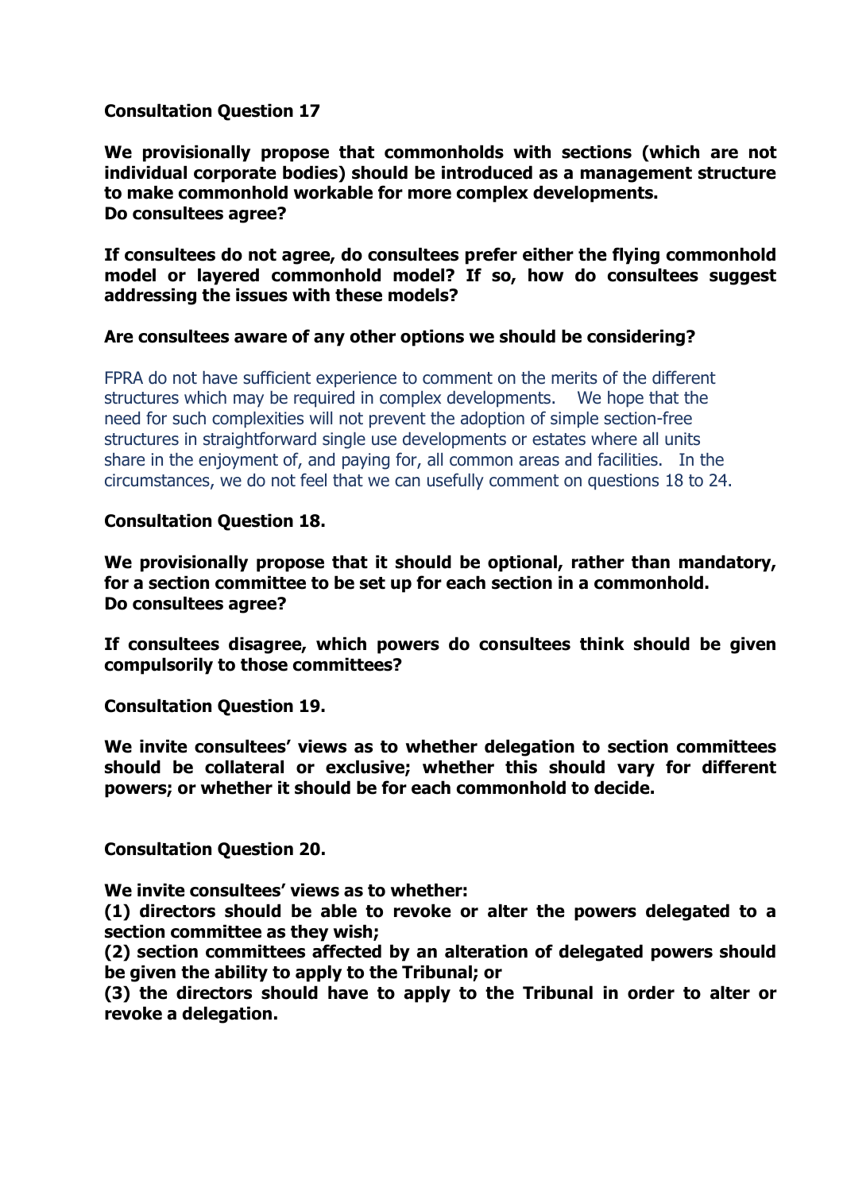**Consultation Question 17**

**We provisionally propose that commonholds with sections (which are not individual corporate bodies) should be introduced as a management structure to make commonhold workable for more complex developments. Do consultees agree?**

**If consultees do not agree, do consultees prefer either the flying commonhold model or layered commonhold model? If so, how do consultees suggest addressing the issues with these models?**

**Are consultees aware of any other options we should be considering?**

FPRA do not have sufficient experience to comment on the merits of the different structures which may be required in complex developments. We hope that the need for such complexities will not prevent the adoption of simple section-free structures in straightforward single use developments or estates where all units share in the enjoyment of, and paying for, all common areas and facilities. In the circumstances, we do not feel that we can usefully comment on questions 18 to 24.

**Consultation Question 18.**

**We provisionally propose that it should be optional, rather than mandatory, for a section committee to be set up for each section in a commonhold. Do consultees agree?**

**If consultees disagree, which powers do consultees think should be given compulsorily to those committees?**

**Consultation Question 19.**

**We invite consultees' views as to whether delegation to section committees should be collateral or exclusive; whether this should vary for different powers; or whether it should be for each commonhold to decide.**

**Consultation Question 20.**

**We invite consultees' views as to whether:**
**(1) directors should be able to revoke or alter the powers delegated to a section committee as they wish;**
**(2) section committees affected by an alteration of delegated powers should be given the ability to apply to the Tribunal; or**
**(3) the directors should have to apply to the Tribunal in order to alter or revoke a delegation.**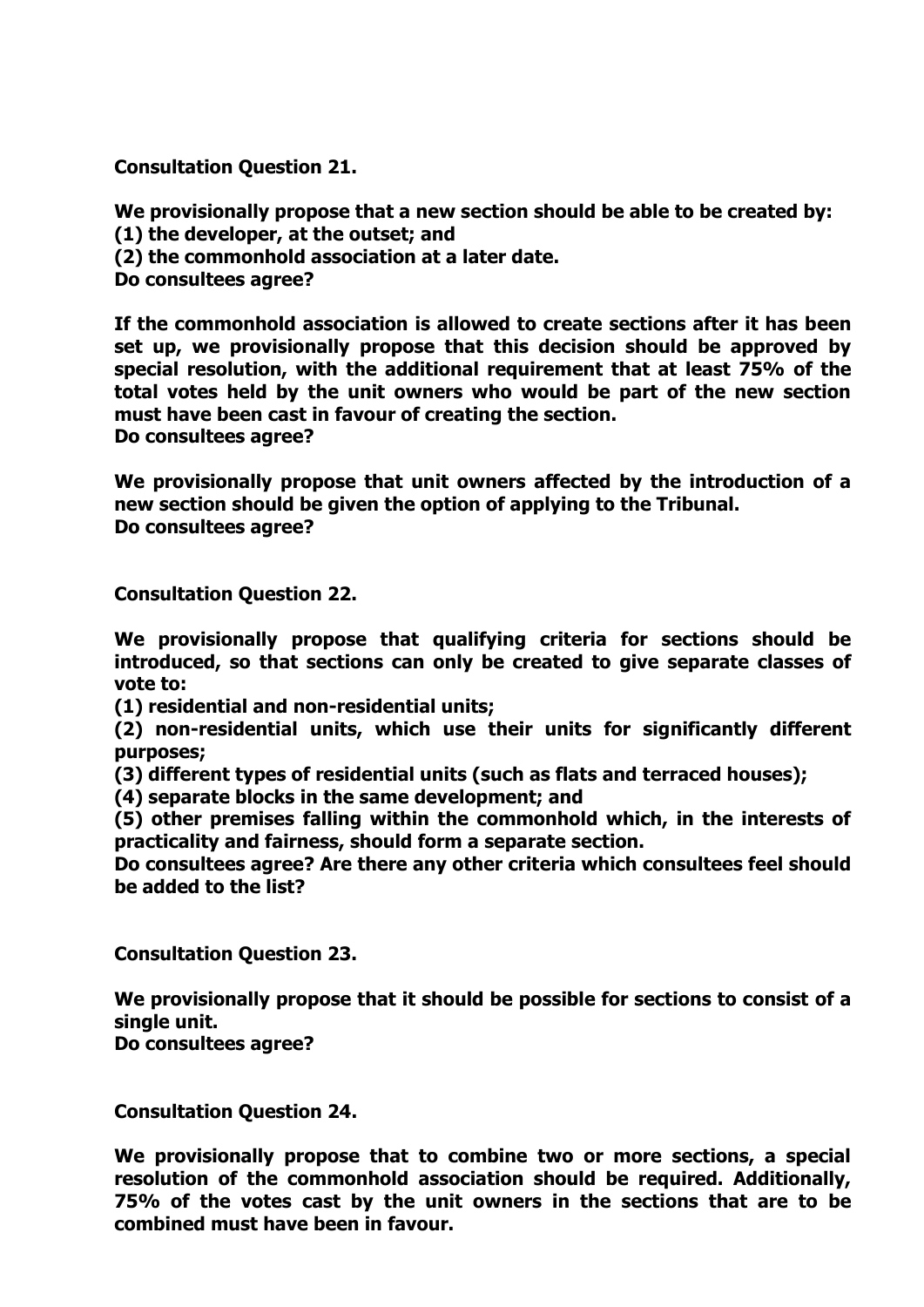**Consultation Question 21.**

**We provisionally propose that a new section should be able to be created by:**
**(1) the developer, at the outset; and**
**(2) the commonhold association at a later date.**
**Do consultees agree?**

**If the commonhold association is allowed to create sections after it has been set up, we provisionally propose that this decision should be approved by special resolution, with the additional requirement that at least 75% of the total votes held by the unit owners who would be part of the new section must have been cast in favour of creating the section.**
**Do consultees agree?**

**We provisionally propose that unit owners affected by the introduction of a new section should be given the option of applying to the Tribunal.**
**Do consultees agree?**

**Consultation Question 22.**

**We provisionally propose that qualifying criteria for sections should be introduced, so that sections can only be created to give separate classes of vote to:**
**(1) residential and non-residential units;**
**(2) non-residential units, which use their units for significantly different purposes;**
**(3) different types of residential units (such as flats and terraced houses);**
**(4) separate blocks in the same development; and**
**(5) other premises falling within the commonhold which, in the interests of practicality and fairness, should form a separate section.**
**Do consultees agree? Are there any other criteria which consultees feel should be added to the list?**

**Consultation Question 23.**

**We provisionally propose that it should be possible for sections to consist of a single unit.**
**Do consultees agree?**

**Consultation Question 24.**

**We provisionally propose that to combine two or more sections, a special resolution of the commonhold association should be required. Additionally, 75% of the votes cast by the unit owners in the sections that are to be combined must have been in favour.**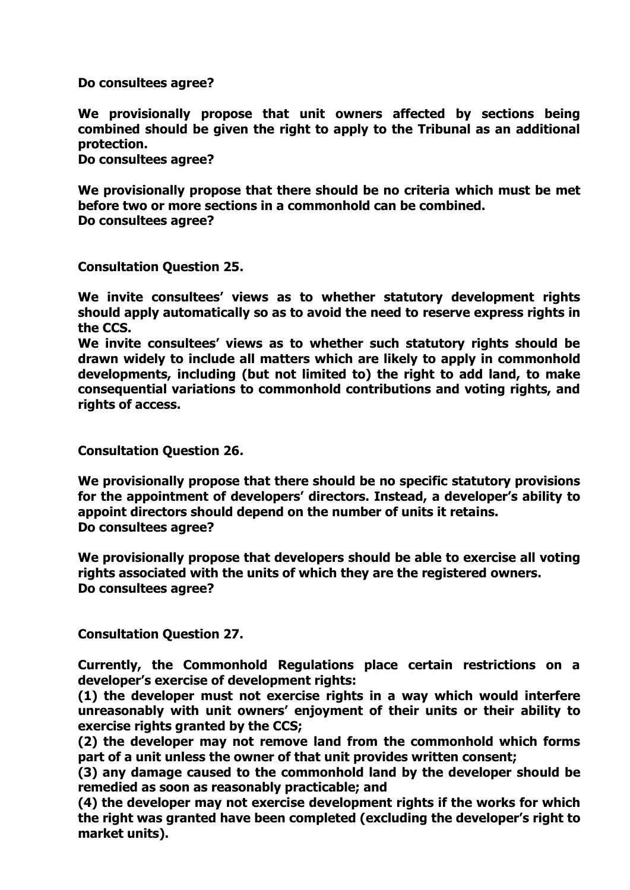**Do consultees agree?**

**We provisionally propose that unit owners affected by sections being combined should be given the right to apply to the Tribunal as an additional protection.**
**Do consultees agree?**

**We provisionally propose that there should be no criteria which must be met before two or more sections in a commonhold can be combined.**
**Do consultees agree?**

**Consultation Question 25.**

**We invite consultees' views as to whether statutory development rights should apply automatically so as to avoid the need to reserve express rights in the CCS.**
**We invite consultees' views as to whether such statutory rights should be drawn widely to include all matters which are likely to apply in commonhold developments, including (but not limited to) the right to add land, to make consequential variations to commonhold contributions and voting rights, and rights of access.**

**Consultation Question 26.**

**We provisionally propose that there should be no specific statutory provisions for the appointment of developers' directors. Instead, a developer's ability to appoint directors should depend on the number of units it retains.**
**Do consultees agree?**

**We provisionally propose that developers should be able to exercise all voting rights associated with the units of which they are the registered owners.**
**Do consultees agree?**

**Consultation Question 27.**

**Currently, the Commonhold Regulations place certain restrictions on a developer's exercise of development rights:**
**(1) the developer must not exercise rights in a way which would interfere unreasonably with unit owners' enjoyment of their units or their ability to exercise rights granted by the CCS;**
**(2) the developer may not remove land from the commonhold which forms part of a unit unless the owner of that unit provides written consent;**
**(3) any damage caused to the commonhold land by the developer should be remedied as soon as reasonably practicable; and**
**(4) the developer may not exercise development rights if the works for which the right was granted have been completed (excluding the developer's right to market units).**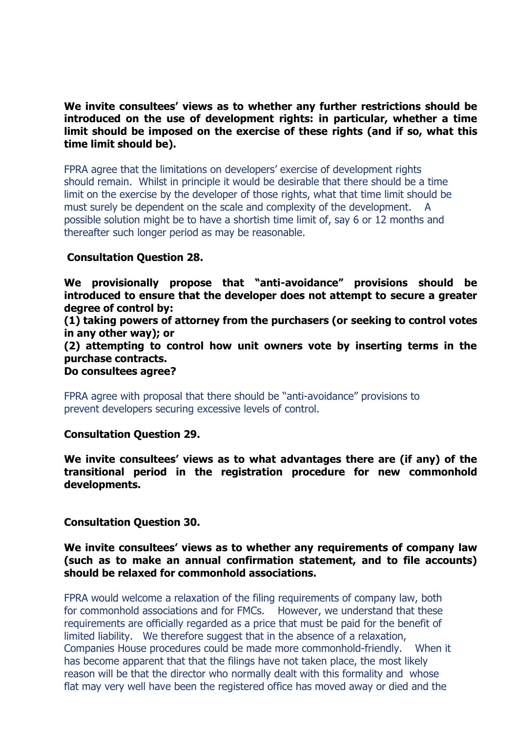**We invite consultees' views as to whether any further restrictions should be introduced on the use of development rights: in particular, whether a time limit should be imposed on the exercise of these rights (and if so, what this time limit should be).**

FPRA agree that the limitations on developers' exercise of development rights should remain. Whilst in principle it would be desirable that there should be a time limit on the exercise by the developer of those rights, what that time limit should be must surely be dependent on the scale and complexity of the development. A possible solution might be to have a shortish time limit of, say 6 or 12 months and thereafter such longer period as may be reasonable.

**Consultation Question 28.**

**We provisionally propose that "anti-avoidance" provisions should be introduced to ensure that the developer does not attempt to secure a greater degree of control by:**

**(1) taking powers of attorney from the purchasers (or seeking to control votes in any other way); or**

**(2) attempting to control how unit owners vote by inserting terms in the purchase contracts.**

**Do consultees agree?**

FPRA agree with proposal that there should be "anti-avoidance" provisions to prevent developers securing excessive levels of control.

**Consultation Question 29.**

**We invite consultees' views as to what advantages there are (if any) of the transitional period in the registration procedure for new commonhold developments.**

**Consultation Question 30.**

**We invite consultees' views as to whether any requirements of company law (such as to make an annual confirmation statement, and to file accounts) should be relaxed for commonhold associations.**

FPRA would welcome a relaxation of the filing requirements of company law, both for commonhold associations and for FMCs. However, we understand that these requirements are officially regarded as a price that must be paid for the benefit of limited liability. We therefore suggest that in the absence of a relaxation, Companies House procedures could be made more commonhold-friendly. When it has become apparent that that the filings have not taken place, the most likely reason will be that the director who normally dealt with this formality and whose flat may very well have been the registered office has moved away or died and the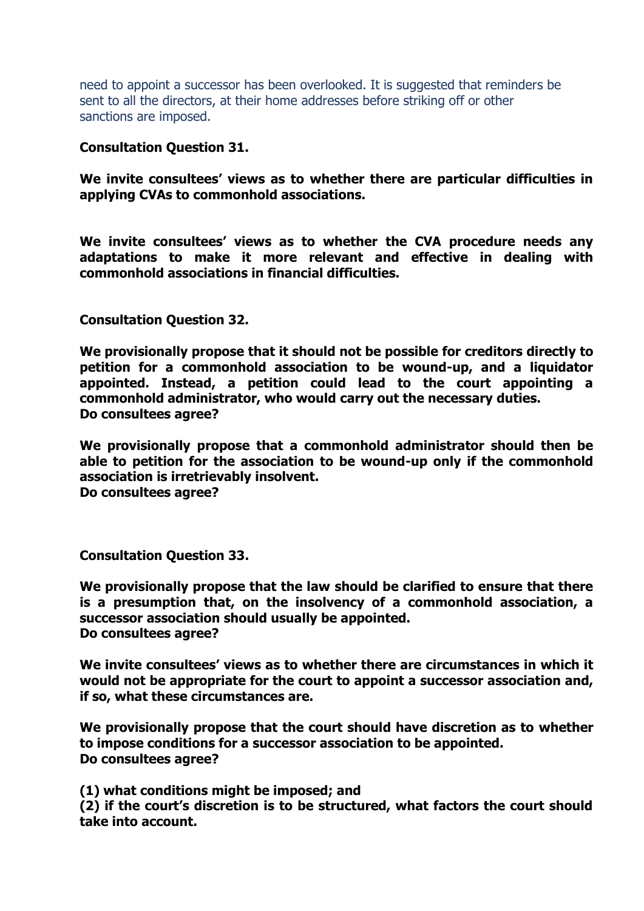need to appoint a successor has been overlooked. It is suggested that reminders be sent to all the directors, at their home addresses before striking off or other sanctions are imposed.

**Consultation Question 31.**

**We invite consultees' views as to whether there are particular difficulties in applying CVAs to commonhold associations.**

**We invite consultees' views as to whether the CVA procedure needs any adaptations to make it more relevant and effective in dealing with commonhold associations in financial difficulties.**

**Consultation Question 32.**

**We provisionally propose that it should not be possible for creditors directly to petition for a commonhold association to be wound-up, and a liquidator appointed. Instead, a petition could lead to the court appointing a commonhold administrator, who would carry out the necessary duties.**
**Do consultees agree?**

**We provisionally propose that a commonhold administrator should then be able to petition for the association to be wound-up only if the commonhold association is irretrievably insolvent.**
**Do consultees agree?**

**Consultation Question 33.**

**We provisionally propose that the law should be clarified to ensure that there is a presumption that, on the insolvency of a commonhold association, a successor association should usually be appointed.**
**Do consultees agree?**

**We invite consultees' views as to whether there are circumstances in which it would not be appropriate for the court to appoint a successor association and, if so, what these circumstances are.**

**We provisionally propose that the court should have discretion as to whether to impose conditions for a successor association to be appointed.**
**Do consultees agree?**

**(1) what conditions might be imposed; and**
**(2) if the court's discretion is to be structured, what factors the court should take into account.**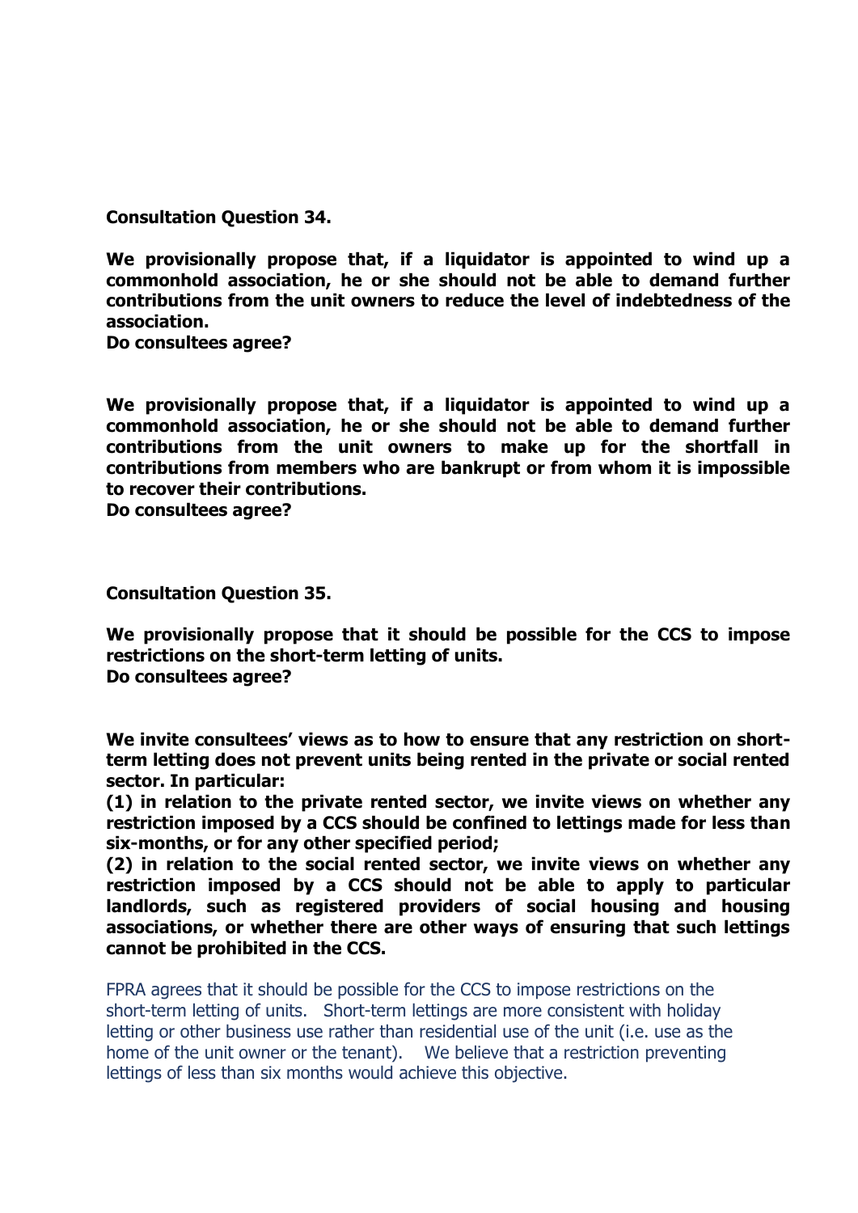**Consultation Question 34.**

**We provisionally propose that, if a liquidator is appointed to wind up a commonhold association, he or she should not be able to demand further contributions from the unit owners to reduce the level of indebtedness of the association.**
**Do consultees agree?**

**We provisionally propose that, if a liquidator is appointed to wind up a commonhold association, he or she should not be able to demand further contributions from the unit owners to make up for the shortfall in contributions from members who are bankrupt or from whom it is impossible to recover their contributions.**
**Do consultees agree?**

**Consultation Question 35.**

**We provisionally propose that it should be possible for the CCS to impose restrictions on the short-term letting of units.**
**Do consultees agree?**

**We invite consultees' views as to how to ensure that any restriction on short-term letting does not prevent units being rented in the private or social rented sector. In particular:**
**(1) in relation to the private rented sector, we invite views on whether any restriction imposed by a CCS should be confined to lettings made for less than six-months, or for any other specified period;**
**(2) in relation to the social rented sector, we invite views on whether any restriction imposed by a CCS should not be able to apply to particular landlords, such as registered providers of social housing and housing associations, or whether there are other ways of ensuring that such lettings cannot be prohibited in the CCS.**

FPRA agrees that it should be possible for the CCS to impose restrictions on the short-term letting of units. Short-term lettings are more consistent with holiday letting or other business use rather than residential use of the unit (i.e. use as the home of the unit owner or the tenant). We believe that a restriction preventing lettings of less than six months would achieve this objective.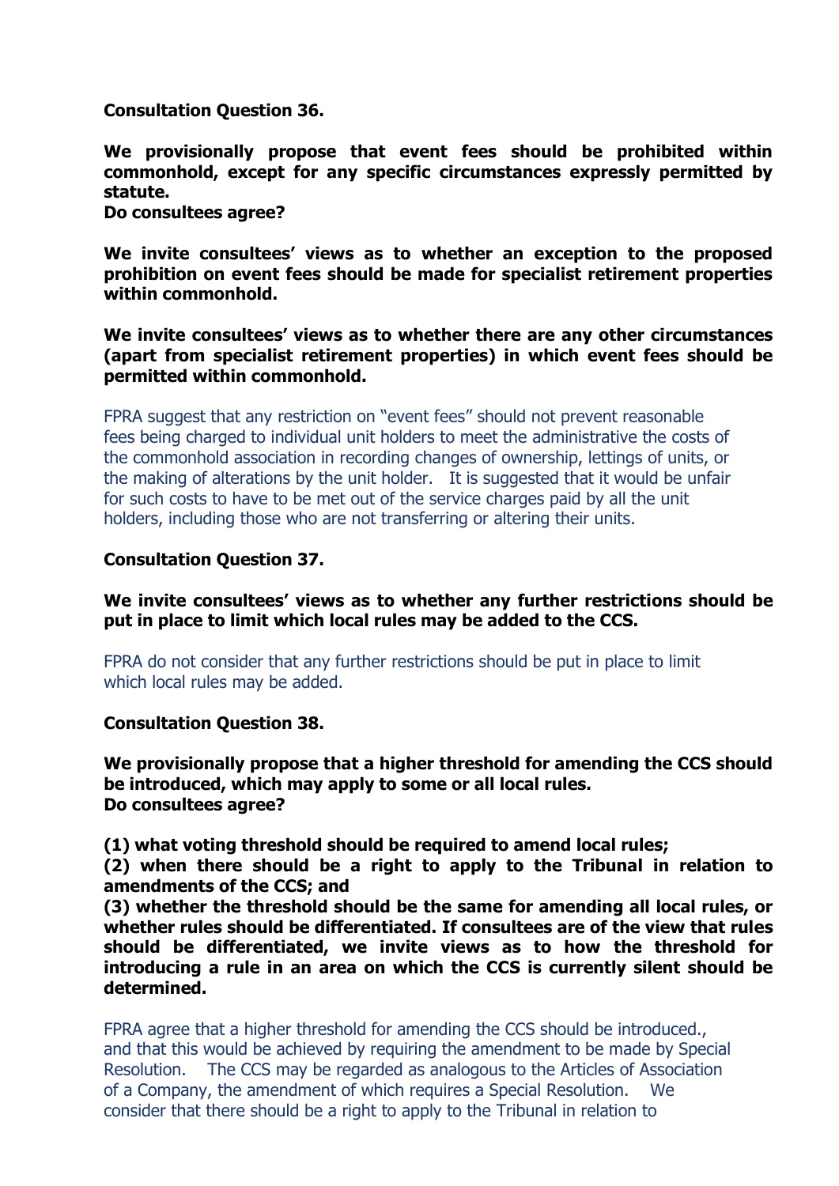**Consultation Question 36.**

**We provisionally propose that event fees should be prohibited within commonhold, except for any specific circumstances expressly permitted by statute.**
**Do consultees agree?**

**We invite consultees' views as to whether an exception to the proposed prohibition on event fees should be made for specialist retirement properties within commonhold.**

**We invite consultees' views as to whether there are any other circumstances (apart from specialist retirement properties) in which event fees should be permitted within commonhold.**

FPRA suggest that any restriction on "event fees" should not prevent reasonable fees being charged to individual unit holders to meet the administrative the costs of the commonhold association in recording changes of ownership, lettings of units, or the making of alterations by the unit holder. It is suggested that it would be unfair for such costs to have to be met out of the service charges paid by all the unit holders, including those who are not transferring or altering their units.

**Consultation Question 37.**

**We invite consultees' views as to whether any further restrictions should be put in place to limit which local rules may be added to the CCS.**

FPRA do not consider that any further restrictions should be put in place to limit which local rules may be added.

**Consultation Question 38.**

**We provisionally propose that a higher threshold for amending the CCS should be introduced, which may apply to some or all local rules.**
**Do consultees agree?**

**(1) what voting threshold should be required to amend local rules;**
**(2) when there should be a right to apply to the Tribunal in relation to amendments of the CCS; and**
**(3) whether the threshold should be the same for amending all local rules, or whether rules should be differentiated. If consultees are of the view that rules should be differentiated, we invite views as to how the threshold for introducing a rule in an area on which the CCS is currently silent should be determined.**

FPRA agree that a higher threshold for amending the CCS should be introduced., and that this would be achieved by requiring the amendment to be made by Special Resolution. The CCS may be regarded as analogous to the Articles of Association of a Company, the amendment of which requires a Special Resolution. We consider that there should be a right to apply to the Tribunal in relation to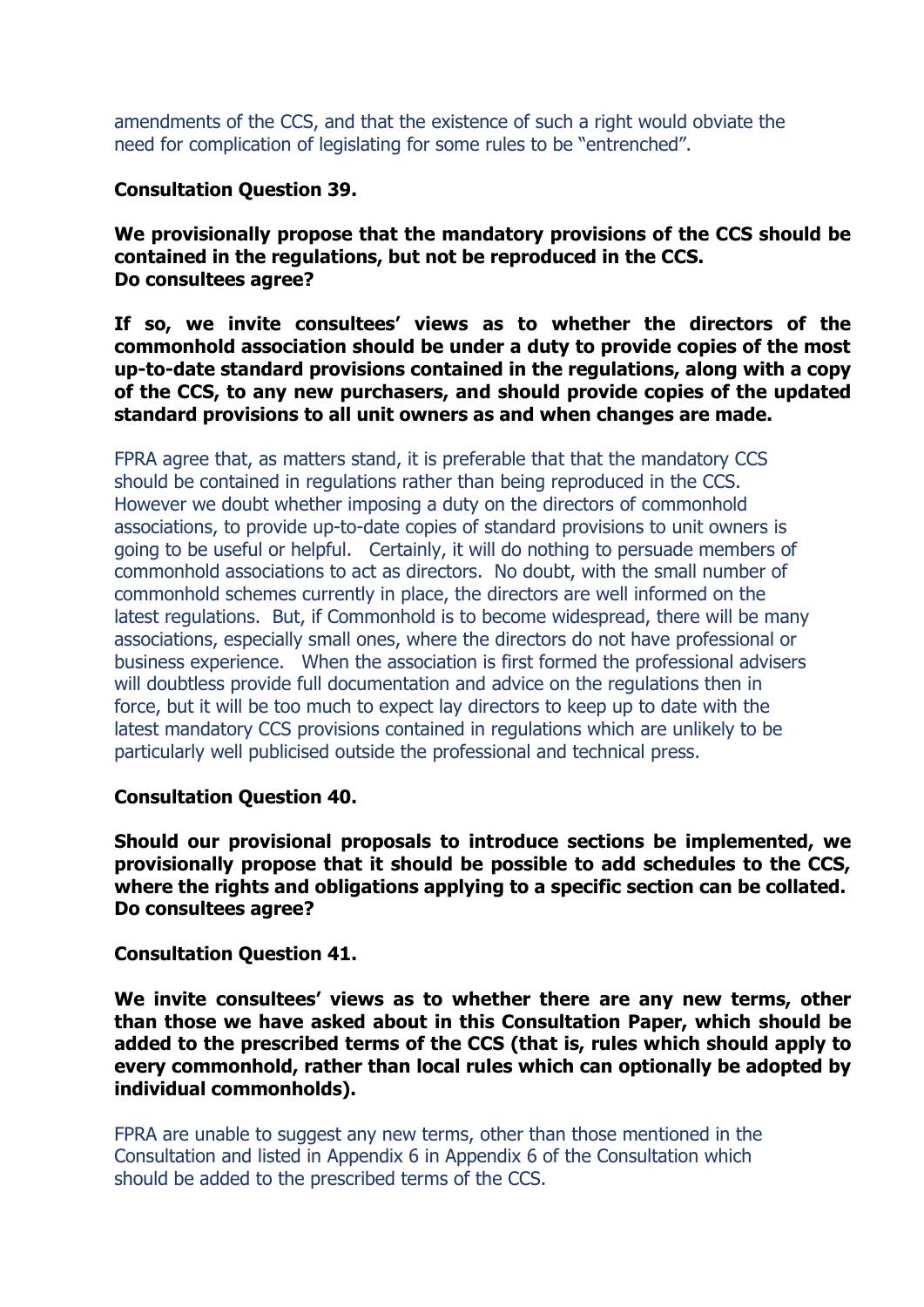amendments of the CCS, and that the existence of such a right would obviate the need for complication of legislating for some rules to be "entrenched".

**Consultation Question 39.**

**We provisionally propose that the mandatory provisions of the CCS should be contained in the regulations, but not be reproduced in the CCS. Do consultees agree?**

**If so, we invite consultees' views as to whether the directors of the commonhold association should be under a duty to provide copies of the most up-to-date standard provisions contained in the regulations, along with a copy of the CCS, to any new purchasers, and should provide copies of the updated standard provisions to all unit owners as and when changes are made.**

FPRA agree that, as matters stand, it is preferable that that the mandatory CCS should be contained in regulations rather than being reproduced in the CCS. However we doubt whether imposing a duty on the directors of commonhold associations, to provide up-to-date copies of standard provisions to unit owners is going to be useful or helpful. Certainly, it will do nothing to persuade members of commonhold associations to act as directors. No doubt, with the small number of commonhold schemes currently in place, the directors are well informed on the latest regulations. But, if Commonhold is to become widespread, there will be many associations, especially small ones, where the directors do not have professional or business experience. When the association is first formed the professional advisers will doubtless provide full documentation and advice on the regulations then in force, but it will be too much to expect lay directors to keep up to date with the latest mandatory CCS provisions contained in regulations which are unlikely to be particularly well publicised outside the professional and technical press.

**Consultation Question 40.**

**Should our provisional proposals to introduce sections be implemented, we provisionally propose that it should be possible to add schedules to the CCS, where the rights and obligations applying to a specific section can be collated. Do consultees agree?**

**Consultation Question 41.**

**We invite consultees' views as to whether there are any new terms, other than those we have asked about in this Consultation Paper, which should be added to the prescribed terms of the CCS (that is, rules which should apply to every commonhold, rather than local rules which can optionally be adopted by individual commonholds).**

FPRA are unable to suggest any new terms, other than those mentioned in the Consultation and listed in Appendix 6 in Appendix 6 of the Consultation which should be added to the prescribed terms of the CCS.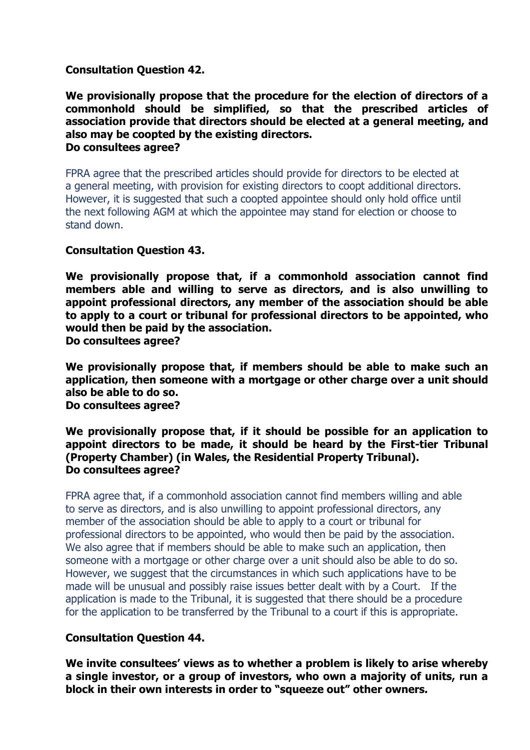**Consultation Question 42.**

**We provisionally propose that the procedure for the election of directors of a commonhold should be simplified, so that the prescribed articles of association provide that directors should be elected at a general meeting, and also may be coopted by the existing directors.**
**Do consultees agree?**

FPRA agree that the prescribed articles should provide for directors to be elected at a general meeting, with provision for existing directors to coopt additional directors. However, it is suggested that such a coopted appointee should only hold office until the next following AGM at which the appointee may stand for election or choose to stand down.

**Consultation Question 43.**

**We provisionally propose that, if a commonhold association cannot find members able and willing to serve as directors, and is also unwilling to appoint professional directors, any member of the association should be able to apply to a court or tribunal for professional directors to be appointed, who would then be paid by the association.**
**Do consultees agree?**

**We provisionally propose that, if members should be able to make such an application, then someone with a mortgage or other charge over a unit should also be able to do so.**
**Do consultees agree?**

**We provisionally propose that, if it should be possible for an application to appoint directors to be made, it should be heard by the First-tier Tribunal (Property Chamber) (in Wales, the Residential Property Tribunal).**
**Do consultees agree?**

FPRA agree that, if a commonhold association cannot find members willing and able to serve as directors, and is also unwilling to appoint professional directors, any member of the association should be able to apply to a court or tribunal for professional directors to be appointed, who would then be paid by the association. We also agree that if members should be able to make such an application, then someone with a mortgage or other charge over a unit should also be able to do so. However, we suggest that the circumstances in which such applications have to be made will be unusual and possibly raise issues better dealt with by a Court. If the application is made to the Tribunal, it is suggested that there should be a procedure for the application to be transferred by the Tribunal to a court if this is appropriate.

**Consultation Question 44.**

**We invite consultees' views as to whether a problem is likely to arise whereby a single investor, or a group of investors, who own a majority of units, run a block in their own interests in order to "squeeze out" other owners.**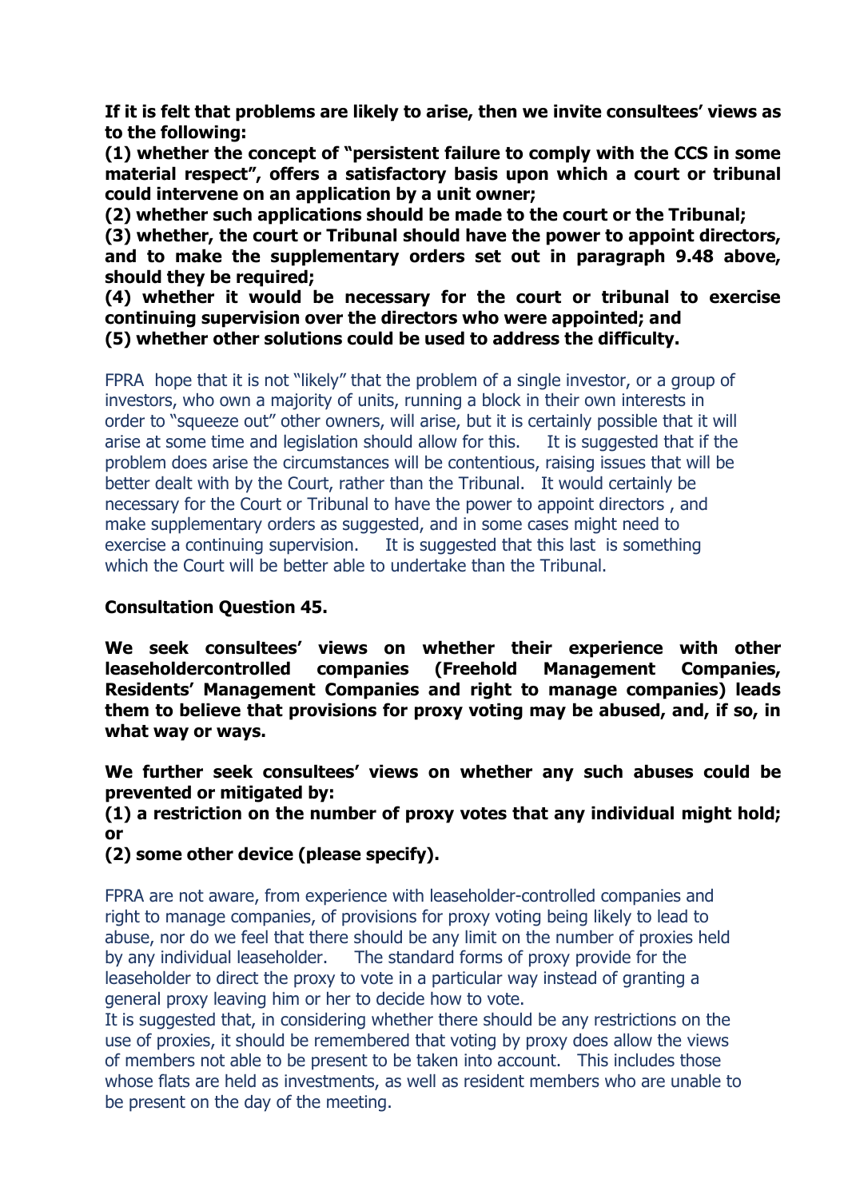**If it is felt that problems are likely to arise, then we invite consultees' views as to the following:**

**(1) whether the concept of "persistent failure to comply with the CCS in some material respect", offers a satisfactory basis upon which a court or tribunal could intervene on an application by a unit owner;**

**(2) whether such applications should be made to the court or the Tribunal;**

**(3) whether, the court or Tribunal should have the power to appoint directors, and to make the supplementary orders set out in paragraph 9.48 above, should they be required;**

**(4) whether it would be necessary for the court or tribunal to exercise continuing supervision over the directors who were appointed; and**

**(5) whether other solutions could be used to address the difficulty.**

FPRA hope that it is not "likely" that the problem of a single investor, or a group of investors, who own a majority of units, running a block in their own interests in order to "squeeze out" other owners, will arise, but it is certainly possible that it will arise at some time and legislation should allow for this. It is suggested that if the problem does arise the circumstances will be contentious, raising issues that will be better dealt with by the Court, rather than the Tribunal. It would certainly be necessary for the Court or Tribunal to have the power to appoint directors , and make supplementary orders as suggested, and in some cases might need to exercise a continuing supervision. It is suggested that this last is something which the Court will be better able to undertake than the Tribunal.

**Consultation Question 45.**

**We seek consultees' views on whether their experience with other leaseholdercontrolled companies (Freehold Management Companies, Residents' Management Companies and right to manage companies) leads them to believe that provisions for proxy voting may be abused, and, if so, in what way or ways.**

**We further seek consultees' views on whether any such abuses could be prevented or mitigated by:**

**(1) a restriction on the number of proxy votes that any individual might hold; or**

**(2) some other device (please specify).**

FPRA are not aware, from experience with leaseholder-controlled companies and right to manage companies, of provisions for proxy voting being likely to lead to abuse, nor do we feel that there should be any limit on the number of proxies held by any individual leaseholder. The standard forms of proxy provide for the leaseholder to direct the proxy to vote in a particular way instead of granting a general proxy leaving him or her to decide how to vote.

It is suggested that, in considering whether there should be any restrictions on the use of proxies, it should be remembered that voting by proxy does allow the views of members not able to be present to be taken into account. This includes those whose flats are held as investments, as well as resident members who are unable to be present on the day of the meeting.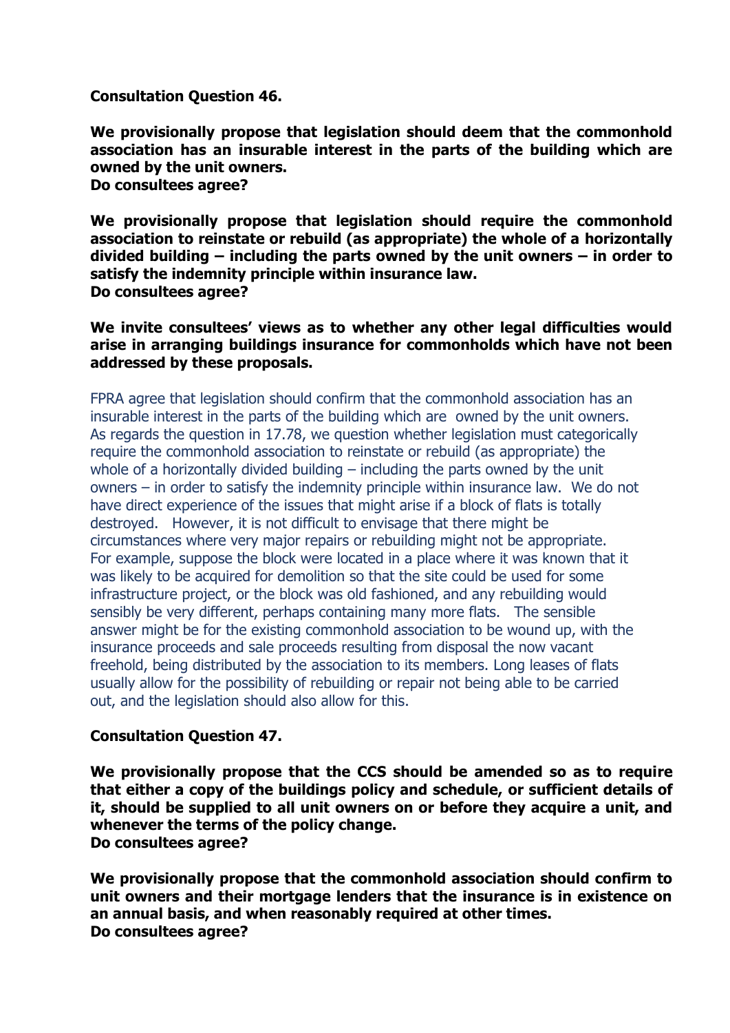**Consultation Question 46.**

**We provisionally propose that legislation should deem that the commonhold association has an insurable interest in the parts of the building which are owned by the unit owners.**
**Do consultees agree?**

**We provisionally propose that legislation should require the commonhold association to reinstate or rebuild (as appropriate) the whole of a horizontally divided building – including the parts owned by the unit owners – in order to satisfy the indemnity principle within insurance law.**
**Do consultees agree?**

**We invite consultees' views as to whether any other legal difficulties would arise in arranging buildings insurance for commonholds which have not been addressed by these proposals.**

FPRA agree that legislation should confirm that the commonhold association has an insurable interest in the parts of the building which are owned by the unit owners. As regards the question in 17.78, we question whether legislation must categorically require the commonhold association to reinstate or rebuild (as appropriate) the whole of a horizontally divided building – including the parts owned by the unit owners – in order to satisfy the indemnity principle within insurance law. We do not have direct experience of the issues that might arise if a block of flats is totally destroyed. However, it is not difficult to envisage that there might be circumstances where very major repairs or rebuilding might not be appropriate. For example, suppose the block were located in a place where it was known that it was likely to be acquired for demolition so that the site could be used for some infrastructure project, or the block was old fashioned, and any rebuilding would sensibly be very different, perhaps containing many more flats. The sensible answer might be for the existing commonhold association to be wound up, with the insurance proceeds and sale proceeds resulting from disposal the now vacant freehold, being distributed by the association to its members. Long leases of flats usually allow for the possibility of rebuilding or repair not being able to be carried out, and the legislation should also allow for this.

**Consultation Question 47.**

**We provisionally propose that the CCS should be amended so as to require that either a copy of the buildings policy and schedule, or sufficient details of it, should be supplied to all unit owners on or before they acquire a unit, and whenever the terms of the policy change.**
**Do consultees agree?**

**We provisionally propose that the commonhold association should confirm to unit owners and their mortgage lenders that the insurance is in existence on an annual basis, and when reasonably required at other times.**
**Do consultees agree?**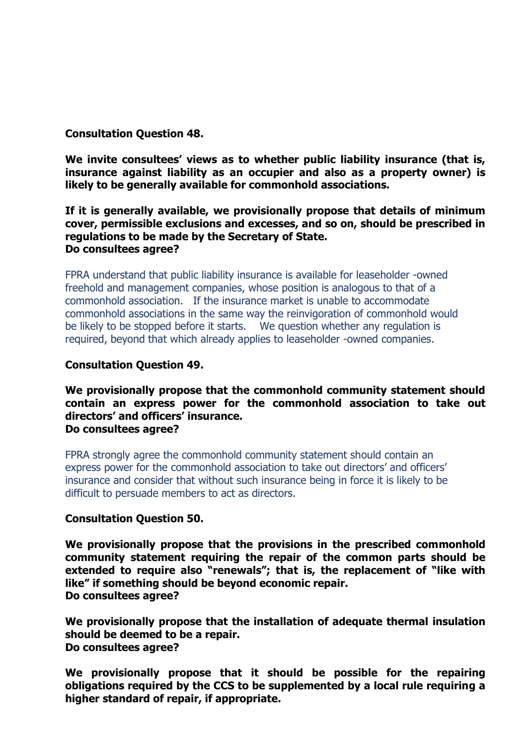**Consultation Question 48.**

**We invite consultees' views as to whether public liability insurance (that is, insurance against liability as an occupier and also as a property owner) is likely to be generally available for commonhold associations.**

**If it is generally available, we provisionally propose that details of minimum cover, permissible exclusions and excesses, and so on, should be prescribed in regulations to be made by the Secretary of State.**
**Do consultees agree?**

FPRA understand that public liability insurance is available for leaseholder -owned freehold and management companies, whose position is analogous to that of a commonhold association. If the insurance market is unable to accommodate commonhold associations in the same way the reinvigoration of commonhold would be likely to be stopped before it starts. We question whether any regulation is required, beyond that which already applies to leaseholder -owned companies.

**Consultation Question 49.**

**We provisionally propose that the commonhold community statement should contain an express power for the commonhold association to take out directors' and officers' insurance.**
**Do consultees agree?**

FPRA strongly agree the commonhold community statement should contain an express power for the commonhold association to take out directors' and officers' insurance and consider that without such insurance being in force it is likely to be difficult to persuade members to act as directors.

**Consultation Question 50.**

**We provisionally propose that the provisions in the prescribed commonhold community statement requiring the repair of the common parts should be extended to require also "renewals"; that is, the replacement of "like with like" if something should be beyond economic repair.**
**Do consultees agree?**

**We provisionally propose that the installation of adequate thermal insulation should be deemed to be a repair.**
**Do consultees agree?**

**We provisionally propose that it should be possible for the repairing obligations required by the CCS to be supplemented by a local rule requiring a higher standard of repair, if appropriate.**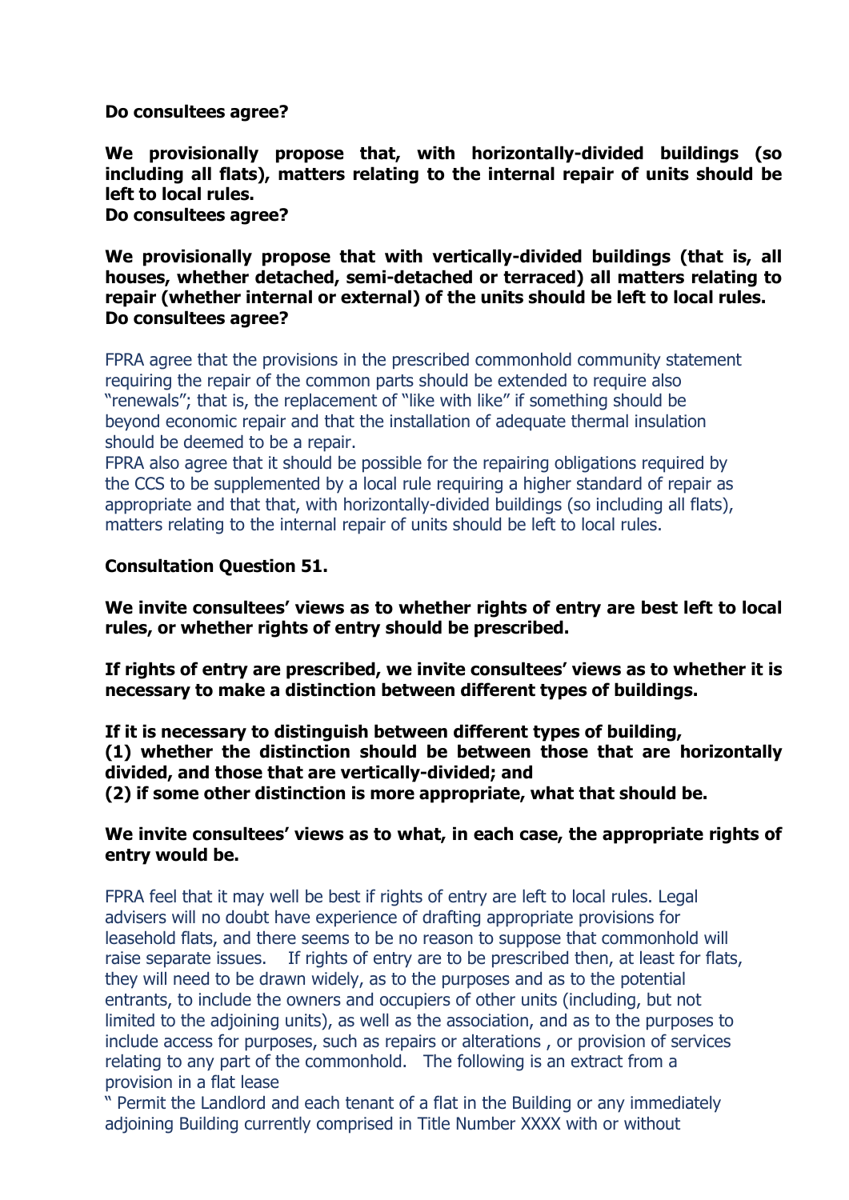**Do consultees agree?**

**We provisionally propose that, with horizontally-divided buildings (so including all flats), matters relating to the internal repair of units should be left to local rules.**
**Do consultees agree?**

**We provisionally propose that with vertically-divided buildings (that is, all houses, whether detached, semi-detached or terraced) all matters relating to repair (whether internal or external) of the units should be left to local rules.**
**Do consultees agree?**

FPRA agree that the provisions in the prescribed commonhold community statement requiring the repair of the common parts should be extended to require also "renewals"; that is, the replacement of "like with like" if something should be beyond economic repair and that the installation of adequate thermal insulation should be deemed to be a repair.
FPRA also agree that it should be possible for the repairing obligations required by the CCS to be supplemented by a local rule requiring a higher standard of repair as appropriate and that that, with horizontally-divided buildings (so including all flats), matters relating to the internal repair of units should be left to local rules.

**Consultation Question 51.**

**We invite consultees' views as to whether rights of entry are best left to local rules, or whether rights of entry should be prescribed.**

**If rights of entry are prescribed, we invite consultees' views as to whether it is necessary to make a distinction between different types of buildings.**

**If it is necessary to distinguish between different types of building,**
**(1) whether the distinction should be between those that are horizontally divided, and those that are vertically-divided; and**
**(2) if some other distinction is more appropriate, what that should be.**

**We invite consultees' views as to what, in each case, the appropriate rights of entry would be.**

FPRA feel that it may well be best if rights of entry are left to local rules. Legal advisers will no doubt have experience of drafting appropriate provisions for leasehold flats, and there seems to be no reason to suppose that commonhold will raise separate issues. If rights of entry are to be prescribed then, at least for flats, they will need to be drawn widely, as to the purposes and as to the potential entrants, to include the owners and occupiers of other units (including, but not limited to the adjoining units), as well as the association, and as to the purposes to include access for purposes, such as repairs or alterations , or provision of services relating to any part of the commonhold. The following is an extract from a provision in a flat lease

" Permit the Landlord and each tenant of a flat in the Building or any immediately adjoining Building currently comprised in Title Number XXXX with or without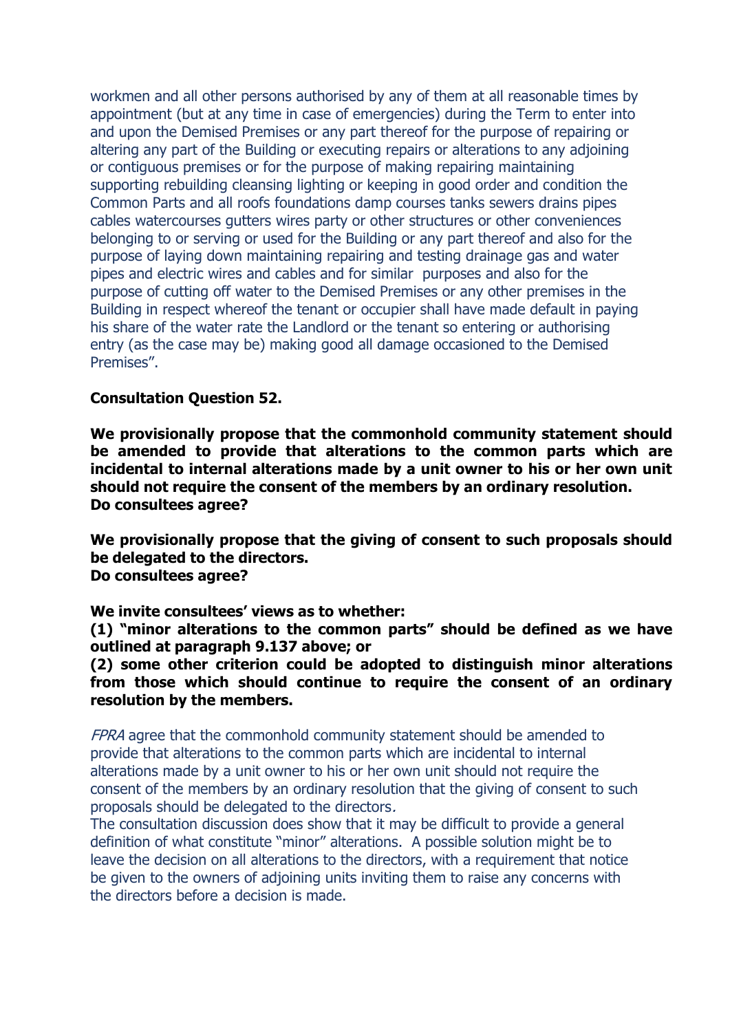workmen and all other persons authorised by any of them at all reasonable times by appointment (but at any time in case of emergencies) during the Term to enter into and upon the Demised Premises or any part thereof for the purpose of repairing or altering any part of the Building or executing repairs or alterations to any adjoining or contiguous premises or for the purpose of making repairing maintaining supporting rebuilding cleansing lighting or keeping in good order and condition the Common Parts and all roofs foundations damp courses tanks sewers drains pipes cables watercourses gutters wires party or other structures or other conveniences belonging to or serving or used for the Building or any part thereof and also for the purpose of laying down maintaining repairing and testing drainage gas and water pipes and electric wires and cables and for similar purposes and also for the purpose of cutting off water to the Demised Premises or any other premises in the Building in respect whereof the tenant or occupier shall have made default in paying his share of the water rate the Landlord or the tenant so entering or authorising entry (as the case may be) making good all damage occasioned to the Demised Premises".

**Consultation Question 52.**

**We provisionally propose that the commonhold community statement should be amended to provide that alterations to the common parts which are incidental to internal alterations made by a unit owner to his or her own unit should not require the consent of the members by an ordinary resolution.**
**Do consultees agree?**

**We provisionally propose that the giving of consent to such proposals should be delegated to the directors.**
**Do consultees agree?**

**We invite consultees' views as to whether:**
**(1) "minor alterations to the common parts" should be defined as we have outlined at paragraph 9.137 above; or**
**(2) some other criterion could be adopted to distinguish minor alterations from those which should continue to require the consent of an ordinary resolution by the members.**

*FPRA* agree that the commonhold community statement should be amended to provide that alterations to the common parts which are incidental to internal alterations made by a unit owner to his or her own unit should not require the consent of the members by an ordinary resolution that the giving of consent to such proposals should be delegated to the directors.
The consultation discussion does show that it may be difficult to provide a general definition of what constitute "minor" alterations. A possible solution might be to leave the decision on all alterations to the directors, with a requirement that notice be given to the owners of adjoining units inviting them to raise any concerns with the directors before a decision is made.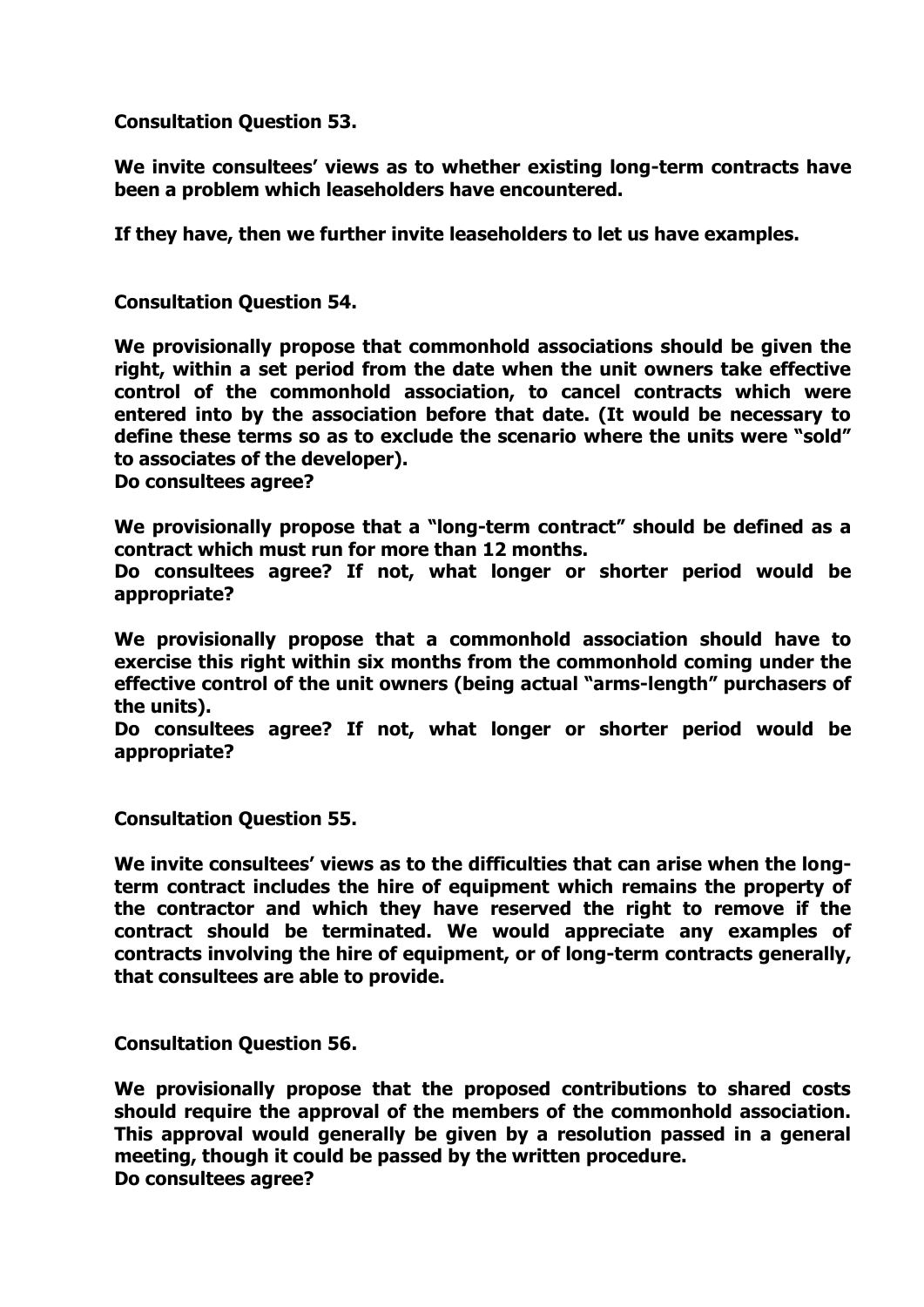**Consultation Question 53.**

**We invite consultees' views as to whether existing long-term contracts have been a problem which leaseholders have encountered.**

**If they have, then we further invite leaseholders to let us have examples.**

**Consultation Question 54.**

**We provisionally propose that commonhold associations should be given the right, within a set period from the date when the unit owners take effective control of the commonhold association, to cancel contracts which were entered into by the association before that date. (It would be necessary to define these terms so as to exclude the scenario where the units were "sold" to associates of the developer).**
**Do consultees agree?**

**We provisionally propose that a "long-term contract" should be defined as a contract which must run for more than 12 months.**
**Do consultees agree? If not, what longer or shorter period would be appropriate?**

**We provisionally propose that a commonhold association should have to exercise this right within six months from the commonhold coming under the effective control of the unit owners (being actual "arms-length" purchasers of the units).**
**Do consultees agree? If not, what longer or shorter period would be appropriate?**

**Consultation Question 55.**

**We invite consultees' views as to the difficulties that can arise when the long-term contract includes the hire of equipment which remains the property of the contractor and which they have reserved the right to remove if the contract should be terminated. We would appreciate any examples of contracts involving the hire of equipment, or of long-term contracts generally, that consultees are able to provide.**

**Consultation Question 56.**

**We provisionally propose that the proposed contributions to shared costs should require the approval of the members of the commonhold association. This approval would generally be given by a resolution passed in a general meeting, though it could be passed by the written procedure.**
**Do consultees agree?**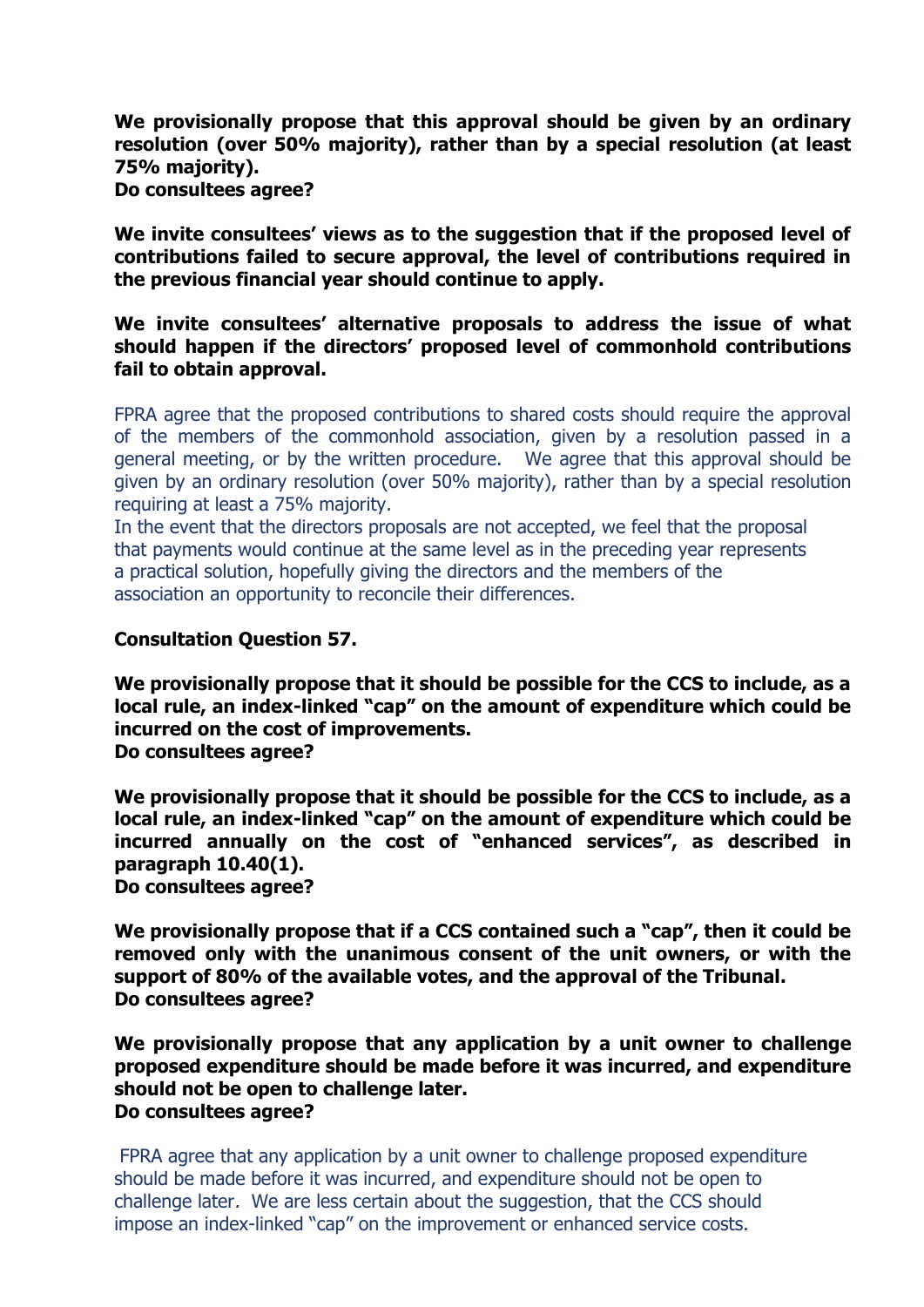**We provisionally propose that this approval should be given by an ordinary resolution (over 50% majority), rather than by a special resolution (at least 75% majority).**
**Do consultees agree?**

**We invite consultees' views as to the suggestion that if the proposed level of contributions failed to secure approval, the level of contributions required in the previous financial year should continue to apply.**

**We invite consultees' alternative proposals to address the issue of what should happen if the directors' proposed level of commonhold contributions fail to obtain approval.**

FPRA agree that the proposed contributions to shared costs should require the approval of the members of the commonhold association, given by a resolution passed in a general meeting, or by the written procedure. We agree that this approval should be given by an ordinary resolution (over 50% majority), rather than by a special resolution requiring at least a 75% majority.
In the event that the directors proposals are not accepted, we feel that the proposal that payments would continue at the same level as in the preceding year represents a practical solution, hopefully giving the directors and the members of the association an opportunity to reconcile their differences.

**Consultation Question 57.**

**We provisionally propose that it should be possible for the CCS to include, as a local rule, an index-linked "cap" on the amount of expenditure which could be incurred on the cost of improvements.**
**Do consultees agree?**

**We provisionally propose that it should be possible for the CCS to include, as a local rule, an index-linked "cap" on the amount of expenditure which could be incurred annually on the cost of "enhanced services", as described in paragraph 10.40(1).**
**Do consultees agree?**

**We provisionally propose that if a CCS contained such a "cap", then it could be removed only with the unanimous consent of the unit owners, or with the support of 80% of the available votes, and the approval of the Tribunal.**
**Do consultees agree?**

**We provisionally propose that any application by a unit owner to challenge proposed expenditure should be made before it was incurred, and expenditure should not be open to challenge later.**
**Do consultees agree?**

FPRA agree that any application by a unit owner to challenge proposed expenditure should be made before it was incurred, and expenditure should not be open to challenge later. We are less certain about the suggestion, that the CCS should impose an index-linked "cap" on the improvement or enhanced service costs.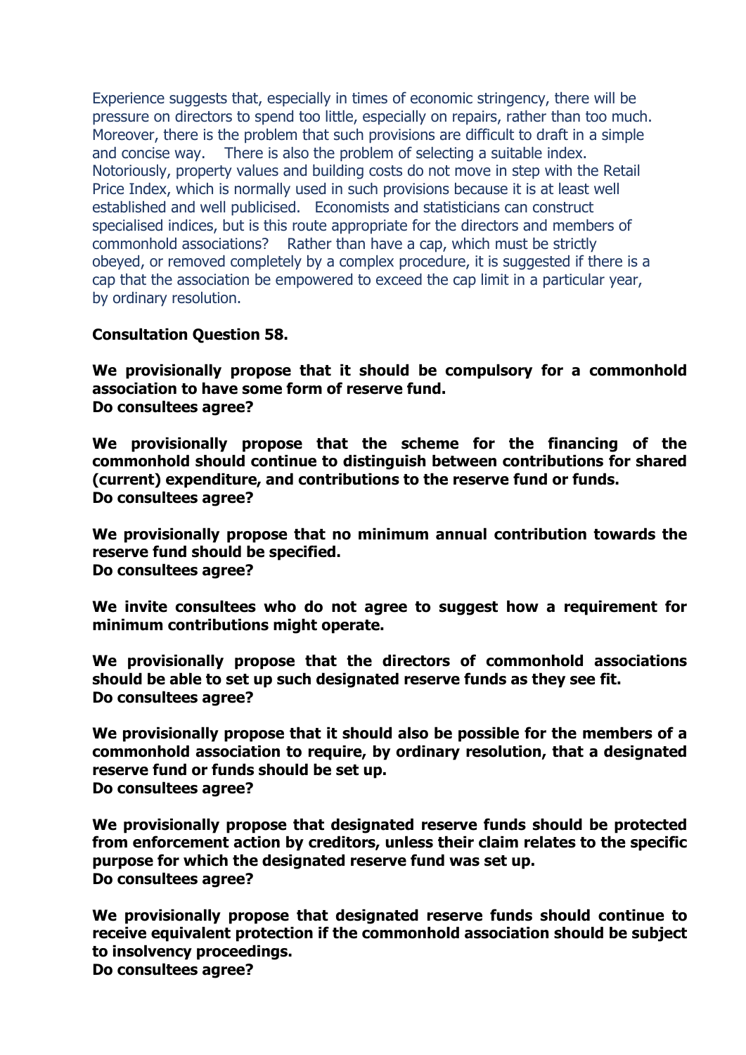Experience suggests that, especially in times of economic stringency, there will be pressure on directors to spend too little, especially on repairs, rather than too much. Moreover, there is the problem that such provisions are difficult to draft in a simple and concise way. There is also the problem of selecting a suitable index. Notoriously, property values and building costs do not move in step with the Retail Price Index, which is normally used in such provisions because it is at least well established and well publicised. Economists and statisticians can construct specialised indices, but is this route appropriate for the directors and members of commonhold associations? Rather than have a cap, which must be strictly obeyed, or removed completely by a complex procedure, it is suggested if there is a cap that the association be empowered to exceed the cap limit in a particular year, by ordinary resolution.

**Consultation Question 58.**

**We provisionally propose that it should be compulsory for a commonhold association to have some form of reserve fund.**
**Do consultees agree?**

**We provisionally propose that the scheme for the financing of the commonhold should continue to distinguish between contributions for shared (current) expenditure, and contributions to the reserve fund or funds.**
**Do consultees agree?**

**We provisionally propose that no minimum annual contribution towards the reserve fund should be specified.**
**Do consultees agree?**

**We invite consultees who do not agree to suggest how a requirement for minimum contributions might operate.**

**We provisionally propose that the directors of commonhold associations should be able to set up such designated reserve funds as they see fit.**
**Do consultees agree?**

**We provisionally propose that it should also be possible for the members of a commonhold association to require, by ordinary resolution, that a designated reserve fund or funds should be set up.**
**Do consultees agree?**

**We provisionally propose that designated reserve funds should be protected from enforcement action by creditors, unless their claim relates to the specific purpose for which the designated reserve fund was set up.**
**Do consultees agree?**

**We provisionally propose that designated reserve funds should continue to receive equivalent protection if the commonhold association should be subject to insolvency proceedings.**
**Do consultees agree?**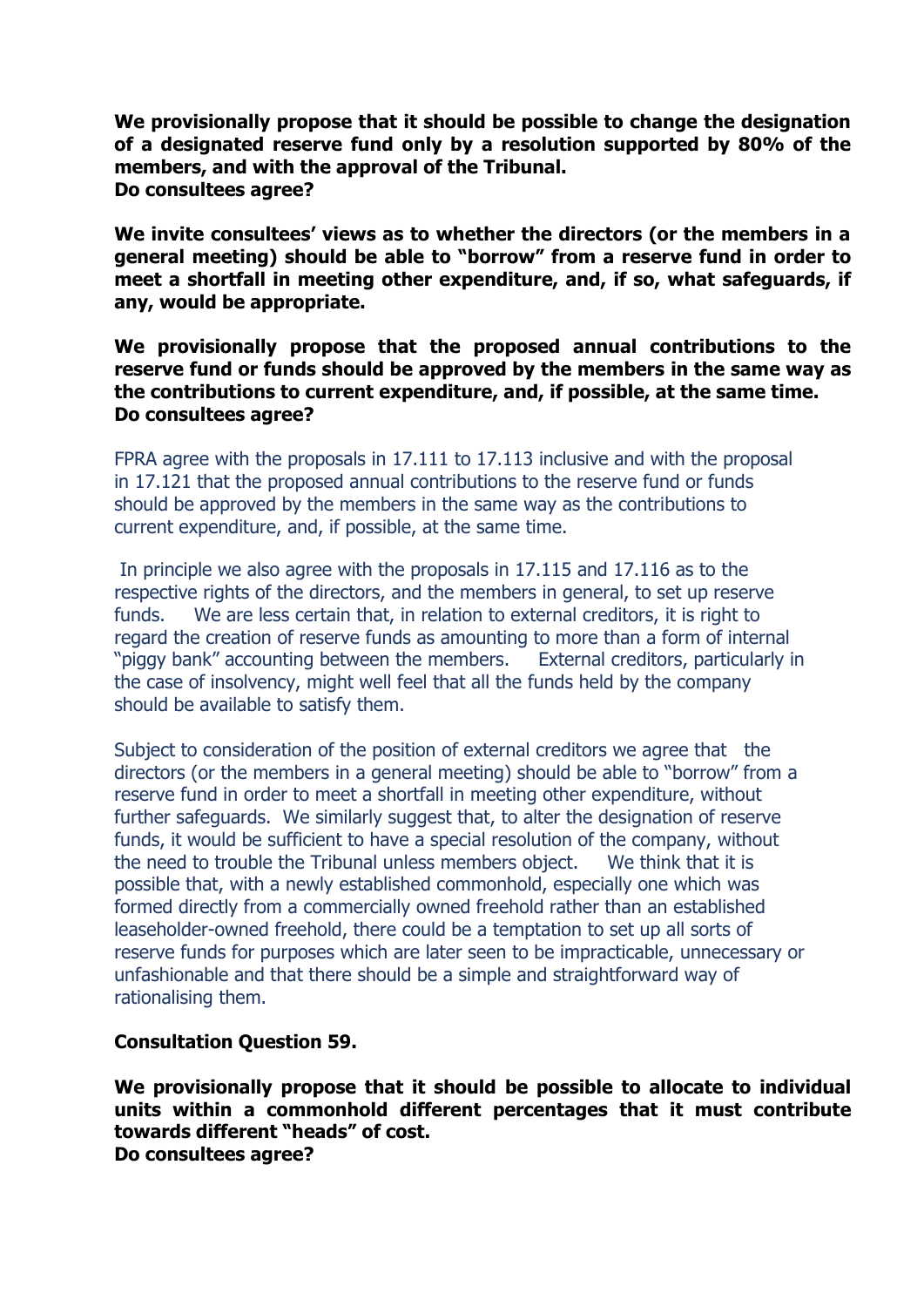**We provisionally propose that it should be possible to change the designation of a designated reserve fund only by a resolution supported by 80% of the members, and with the approval of the Tribunal.**
**Do consultees agree?**

**We invite consultees' views as to whether the directors (or the members in a general meeting) should be able to "borrow" from a reserve fund in order to meet a shortfall in meeting other expenditure, and, if so, what safeguards, if any, would be appropriate.**

**We provisionally propose that the proposed annual contributions to the reserve fund or funds should be approved by the members in the same way as the contributions to current expenditure, and, if possible, at the same time.**
**Do consultees agree?**

FPRA agree with the proposals in 17.111 to 17.113 inclusive and with the proposal in 17.121 that the proposed annual contributions to the reserve fund or funds should be approved by the members in the same way as the contributions to current expenditure, and, if possible, at the same time.

In principle we also agree with the proposals in 17.115 and 17.116 as to the respective rights of the directors, and the members in general, to set up reserve funds. We are less certain that, in relation to external creditors, it is right to regard the creation of reserve funds as amounting to more than a form of internal "piggy bank" accounting between the members. External creditors, particularly in the case of insolvency, might well feel that all the funds held by the company should be available to satisfy them.

Subject to consideration of the position of external creditors we agree that the directors (or the members in a general meeting) should be able to "borrow" from a reserve fund in order to meet a shortfall in meeting other expenditure, without further safeguards. We similarly suggest that, to alter the designation of reserve funds, it would be sufficient to have a special resolution of the company, without the need to trouble the Tribunal unless members object. We think that it is possible that, with a newly established commonhold, especially one which was formed directly from a commercially owned freehold rather than an established leaseholder-owned freehold, there could be a temptation to set up all sorts of reserve funds for purposes which are later seen to be impracticable, unnecessary or unfashionable and that there should be a simple and straightforward way of rationalising them.

**Consultation Question 59.**

**We provisionally propose that it should be possible to allocate to individual units within a commonhold different percentages that it must contribute towards different "heads" of cost.**
**Do consultees agree?**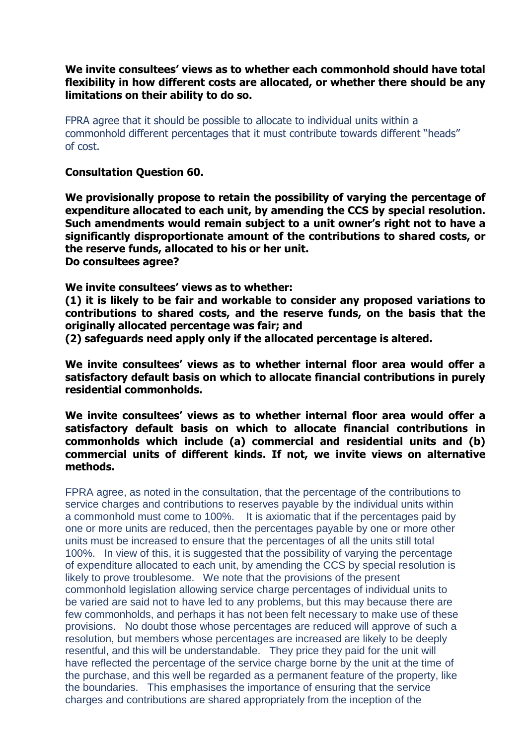**We invite consultees' views as to whether each commonhold should have total flexibility in how different costs are allocated, or whether there should be any limitations on their ability to do so.**

FPRA agree that it should be possible to allocate to individual units within a commonhold different percentages that it must contribute towards different "heads" of cost.

**Consultation Question 60.**

**We provisionally propose to retain the possibility of varying the percentage of expenditure allocated to each unit, by amending the CCS by special resolution. Such amendments would remain subject to a unit owner's right not to have a significantly disproportionate amount of the contributions to shared costs, or the reserve funds, allocated to his or her unit.**
**Do consultees agree?**

**We invite consultees' views as to whether:**
**(1) it is likely to be fair and workable to consider any proposed variations to contributions to shared costs, and the reserve funds, on the basis that the originally allocated percentage was fair; and**
**(2) safeguards need apply only if the allocated percentage is altered.**

**We invite consultees' views as to whether internal floor area would offer a satisfactory default basis on which to allocate financial contributions in purely residential commonholds.**

**We invite consultees' views as to whether internal floor area would offer a satisfactory default basis on which to allocate financial contributions in commonholds which include (a) commercial and residential units and (b) commercial units of different kinds. If not, we invite views on alternative methods.**

FPRA agree, as noted in the consultation, that the percentage of the contributions to service charges and contributions to reserves payable by the individual units within a commonhold must come to 100%. It is axiomatic that if the percentages paid by one or more units are reduced, then the percentages payable by one or more other units must be increased to ensure that the percentages of all the units still total 100%. In view of this, it is suggested that the possibility of varying the percentage of expenditure allocated to each unit, by amending the CCS by special resolution is likely to prove troublesome. We note that the provisions of the present commonhold legislation allowing service charge percentages of individual units to be varied are said not to have led to any problems, but this may because there are few commonholds, and perhaps it has not been felt necessary to make use of these provisions. No doubt those whose percentages are reduced will approve of such a resolution, but members whose percentages are increased are likely to be deeply resentful, and this will be understandable. They price they paid for the unit will have reflected the percentage of the service charge borne by the unit at the time of the purchase, and this well be regarded as a permanent feature of the property, like the boundaries. This emphasises the importance of ensuring that the service charges and contributions are shared appropriately from the inception of the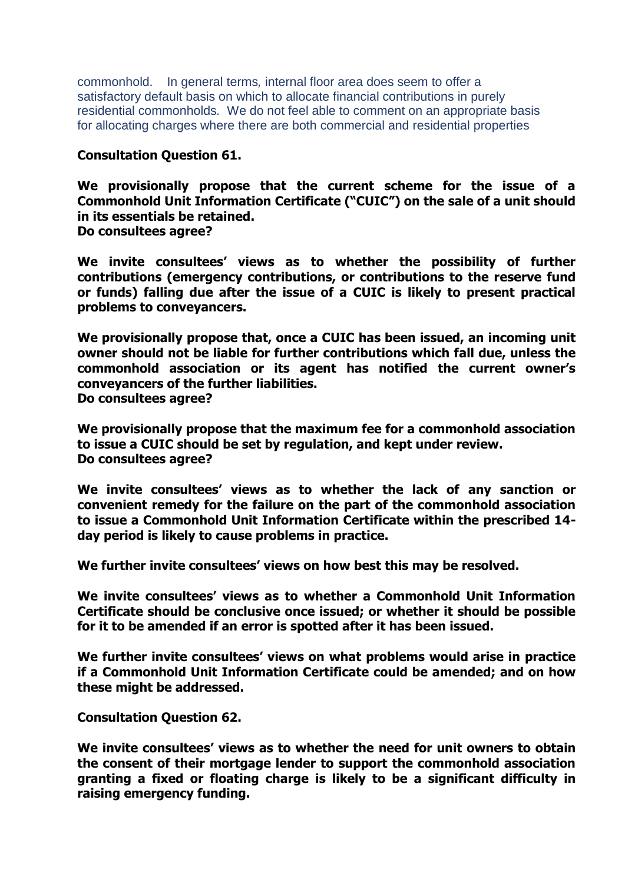commonhold. In general terms, internal floor area does seem to offer a satisfactory default basis on which to allocate financial contributions in purely residential commonholds. We do not feel able to comment on an appropriate basis for allocating charges where there are both commercial and residential properties

**Consultation Question 61.**

**We provisionally propose that the current scheme for the issue of a Commonhold Unit Information Certificate ("CUIC") on the sale of a unit should in its essentials be retained.**
**Do consultees agree?**

**We invite consultees' views as to whether the possibility of further contributions (emergency contributions, or contributions to the reserve fund or funds) falling due after the issue of a CUIC is likely to present practical problems to conveyancers.**

**We provisionally propose that, once a CUIC has been issued, an incoming unit owner should not be liable for further contributions which fall due, unless the commonhold association or its agent has notified the current owner's conveyancers of the further liabilities.**
**Do consultees agree?**

**We provisionally propose that the maximum fee for a commonhold association to issue a CUIC should be set by regulation, and kept under review.**
**Do consultees agree?**

**We invite consultees' views as to whether the lack of any sanction or convenient remedy for the failure on the part of the commonhold association to issue a Commonhold Unit Information Certificate within the prescribed 14-day period is likely to cause problems in practice.**

**We further invite consultees' views on how best this may be resolved.**

**We invite consultees' views as to whether a Commonhold Unit Information Certificate should be conclusive once issued; or whether it should be possible for it to be amended if an error is spotted after it has been issued.**

**We further invite consultees' views on what problems would arise in practice if a Commonhold Unit Information Certificate could be amended; and on how these might be addressed.**

**Consultation Question 62.**

**We invite consultees' views as to whether the need for unit owners to obtain the consent of their mortgage lender to support the commonhold association granting a fixed or floating charge is likely to be a significant difficulty in raising emergency funding.**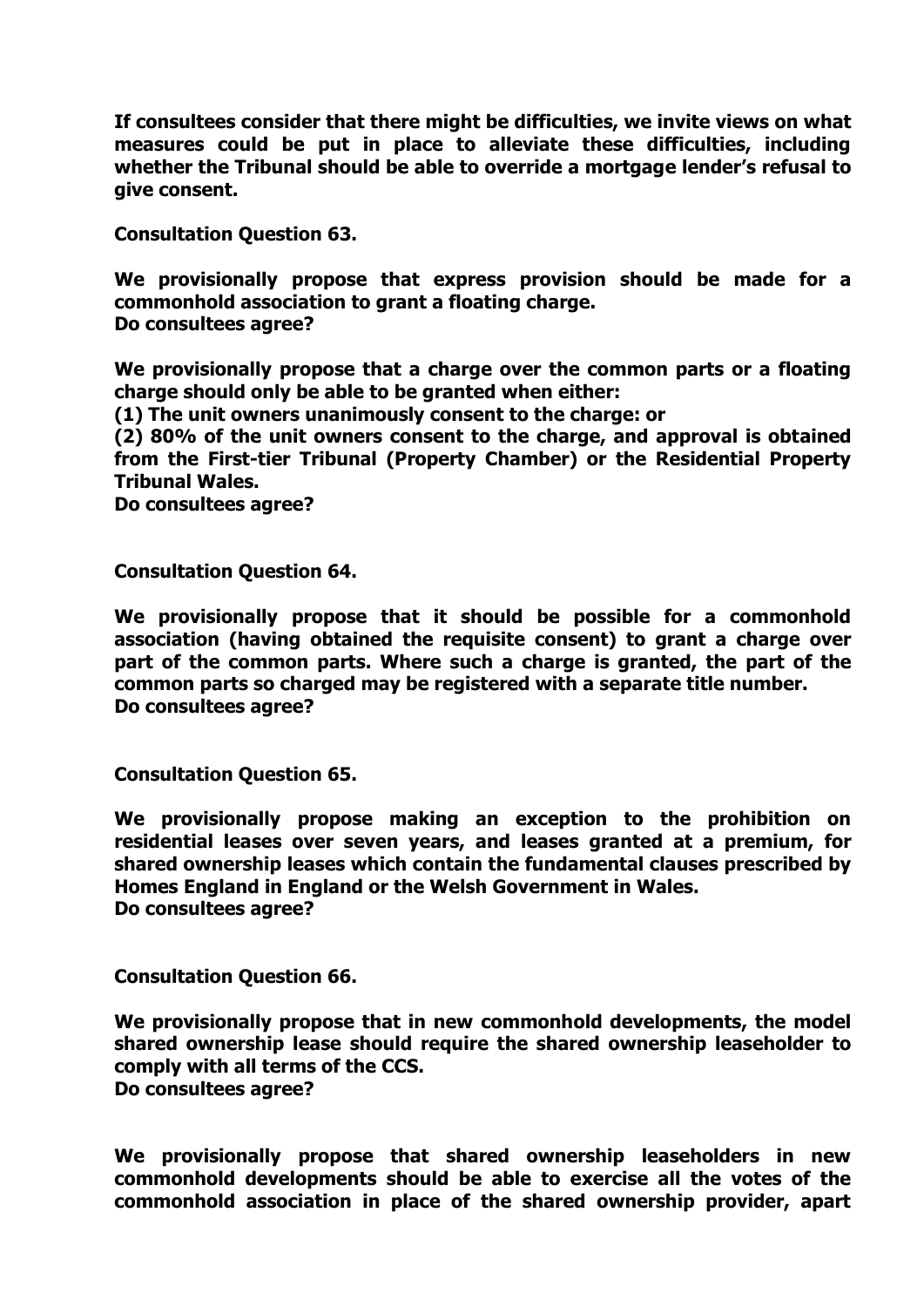**If consultees consider that there might be difficulties, we invite views on what measures could be put in place to alleviate these difficulties, including whether the Tribunal should be able to override a mortgage lender's refusal to give consent.**

**Consultation Question 63.**

**We provisionally propose that express provision should be made for a commonhold association to grant a floating charge.**
**Do consultees agree?**

**We provisionally propose that a charge over the common parts or a floating charge should only be able to be granted when either:**
**(1) The unit owners unanimously consent to the charge: or**
**(2) 80% of the unit owners consent to the charge, and approval is obtained from the First-tier Tribunal (Property Chamber) or the Residential Property Tribunal Wales.**
**Do consultees agree?**

**Consultation Question 64.**

**We provisionally propose that it should be possible for a commonhold association (having obtained the requisite consent) to grant a charge over part of the common parts. Where such a charge is granted, the part of the common parts so charged may be registered with a separate title number.**
**Do consultees agree?**

**Consultation Question 65.**

**We provisionally propose making an exception to the prohibition on residential leases over seven years, and leases granted at a premium, for shared ownership leases which contain the fundamental clauses prescribed by Homes England in England or the Welsh Government in Wales.**
**Do consultees agree?**

**Consultation Question 66.**

**We provisionally propose that in new commonhold developments, the model shared ownership lease should require the shared ownership leaseholder to comply with all terms of the CCS.**
**Do consultees agree?**

**We provisionally propose that shared ownership leaseholders in new commonhold developments should be able to exercise all the votes of the commonhold association in place of the shared ownership provider, apart**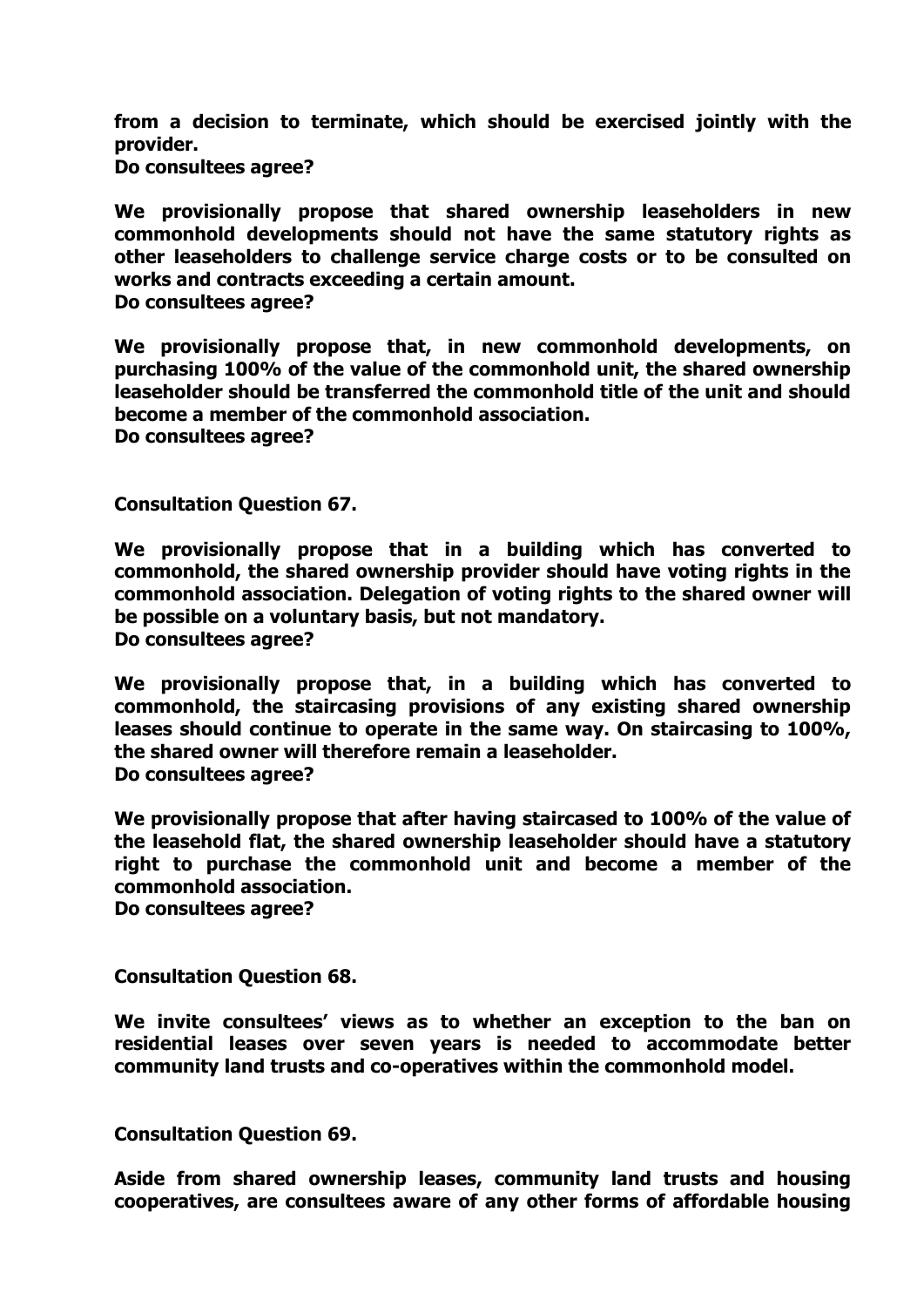**from a decision to terminate, which should be exercised jointly with the provider.**
**Do consultees agree?**

**We provisionally propose that shared ownership leaseholders in new commonhold developments should not have the same statutory rights as other leaseholders to challenge service charge costs or to be consulted on works and contracts exceeding a certain amount.**
**Do consultees agree?**

**We provisionally propose that, in new commonhold developments, on purchasing 100% of the value of the commonhold unit, the shared ownership leaseholder should be transferred the commonhold title of the unit and should become a member of the commonhold association.**
**Do consultees agree?**

**Consultation Question 67.**

**We provisionally propose that in a building which has converted to commonhold, the shared ownership provider should have voting rights in the commonhold association. Delegation of voting rights to the shared owner will be possible on a voluntary basis, but not mandatory.**
**Do consultees agree?**

**We provisionally propose that, in a building which has converted to commonhold, the staircasing provisions of any existing shared ownership leases should continue to operate in the same way. On staircasing to 100%, the shared owner will therefore remain a leaseholder.**
**Do consultees agree?**

**We provisionally propose that after having staircased to 100% of the value of the leasehold flat, the shared ownership leaseholder should have a statutory right to purchase the commonhold unit and become a member of the commonhold association.**
**Do consultees agree?**

**Consultation Question 68.**

**We invite consultees' views as to whether an exception to the ban on residential leases over seven years is needed to accommodate better community land trusts and co-operatives within the commonhold model.**

**Consultation Question 69.**

**Aside from shared ownership leases, community land trusts and housing cooperatives, are consultees aware of any other forms of affordable housing**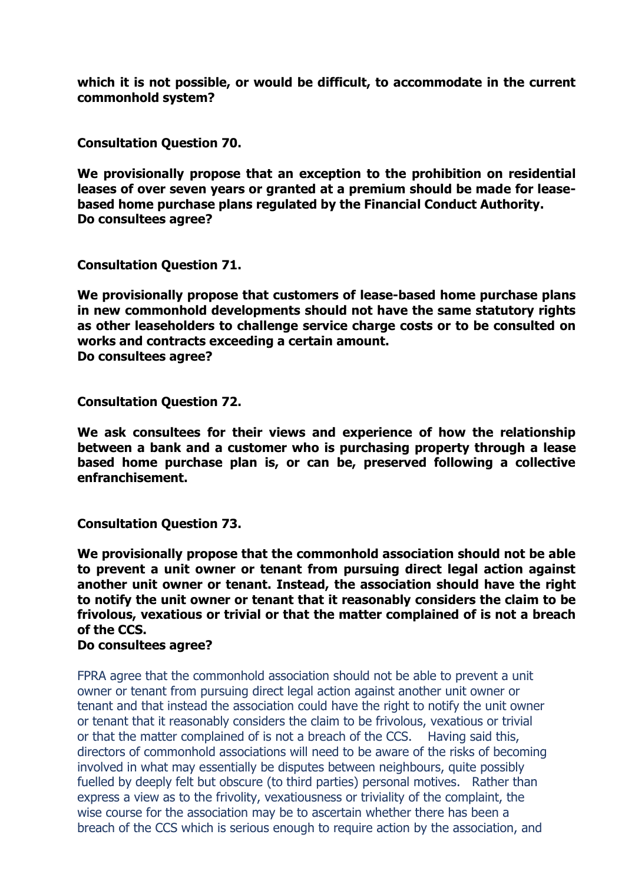**which it is not possible, or would be difficult, to accommodate in the current commonhold system?**

**Consultation Question 70.**

**We provisionally propose that an exception to the prohibition on residential leases of over seven years or granted at a premium should be made for lease-based home purchase plans regulated by the Financial Conduct Authority.**
**Do consultees agree?**

**Consultation Question 71.**

**We provisionally propose that customers of lease-based home purchase plans in new commonhold developments should not have the same statutory rights as other leaseholders to challenge service charge costs or to be consulted on works and contracts exceeding a certain amount.**
**Do consultees agree?**

**Consultation Question 72.**

**We ask consultees for their views and experience of how the relationship between a bank and a customer who is purchasing property through a lease based home purchase plan is, or can be, preserved following a collective enfranchisement.**

**Consultation Question 73.**

**We provisionally propose that the commonhold association should not be able to prevent a unit owner or tenant from pursuing direct legal action against another unit owner or tenant. Instead, the association should have the right to notify the unit owner or tenant that it reasonably considers the claim to be frivolous, vexatious or trivial or that the matter complained of is not a breach of the CCS.**
**Do consultees agree?**

FPRA agree that the commonhold association should not be able to prevent a unit owner or tenant from pursuing direct legal action against another unit owner or tenant and that instead the association could have the right to notify the unit owner or tenant that it reasonably considers the claim to be frivolous, vexatious or trivial or that the matter complained of is not a breach of the CCS. Having said this, directors of commonhold associations will need to be aware of the risks of becoming involved in what may essentially be disputes between neighbours, quite possibly fuelled by deeply felt but obscure (to third parties) personal motives. Rather than express a view as to the frivolity, vexatiousness or triviality of the complaint, the wise course for the association may be to ascertain whether there has been a breach of the CCS which is serious enough to require action by the association, and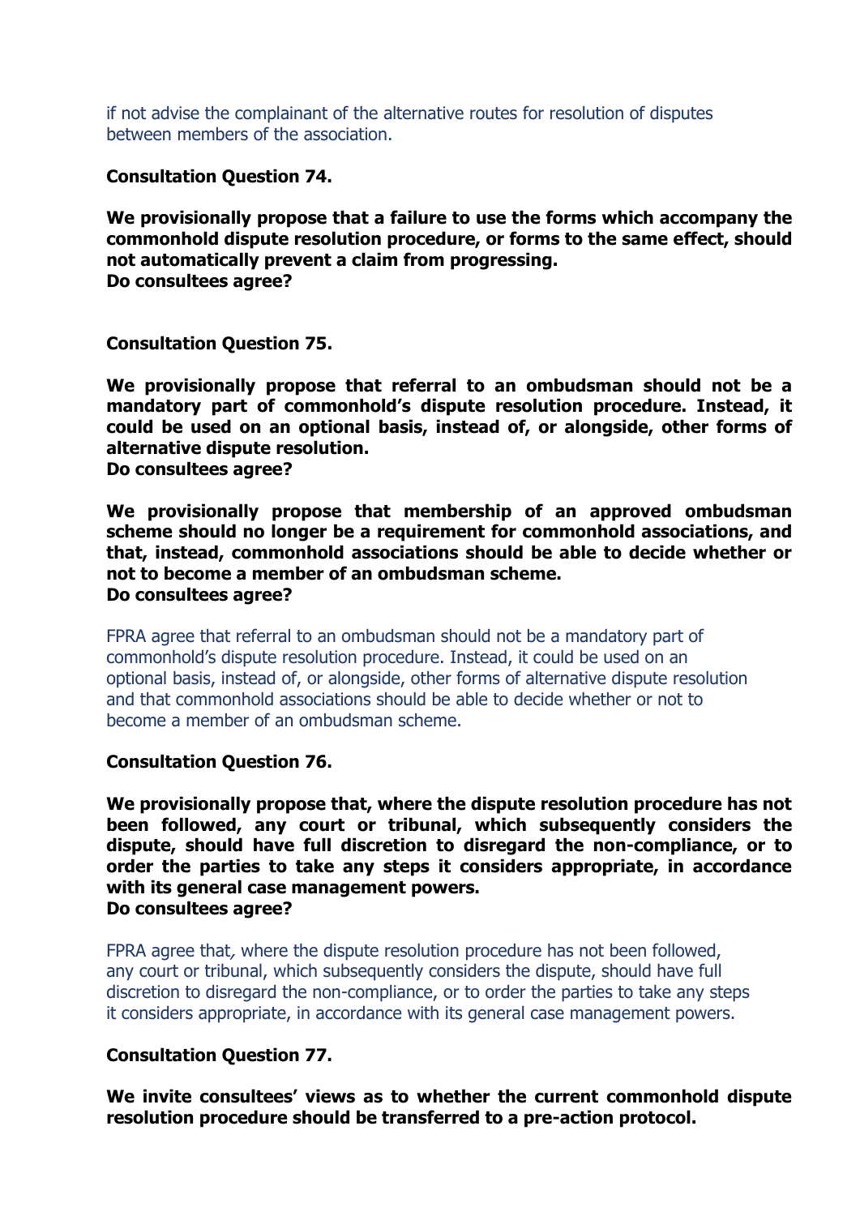if not advise the complainant of the alternative routes for resolution of disputes between members of the association.

**Consultation Question 74.**

**We provisionally propose that a failure to use the forms which accompany the commonhold dispute resolution procedure, or forms to the same effect, should not automatically prevent a claim from progressing.**
**Do consultees agree?**

**Consultation Question 75.**

**We provisionally propose that referral to an ombudsman should not be a mandatory part of commonhold's dispute resolution procedure. Instead, it could be used on an optional basis, instead of, or alongside, other forms of alternative dispute resolution.**
**Do consultees agree?**

**We provisionally propose that membership of an approved ombudsman scheme should no longer be a requirement for commonhold associations, and that, instead, commonhold associations should be able to decide whether or not to become a member of an ombudsman scheme.**
**Do consultees agree?**

FPRA agree that referral to an ombudsman should not be a mandatory part of commonhold's dispute resolution procedure. Instead, it could be used on an optional basis, instead of, or alongside, other forms of alternative dispute resolution and that commonhold associations should be able to decide whether or not to become a member of an ombudsman scheme.

**Consultation Question 76.**

**We provisionally propose that, where the dispute resolution procedure has not been followed, any court or tribunal, which subsequently considers the dispute, should have full discretion to disregard the non-compliance, or to order the parties to take any steps it considers appropriate, in accordance with its general case management powers.**
**Do consultees agree?**

FPRA agree that, where the dispute resolution procedure has not been followed, any court or tribunal, which subsequently considers the dispute, should have full discretion to disregard the non-compliance, or to order the parties to take any steps it considers appropriate, in accordance with its general case management powers.

**Consultation Question 77.**

**We invite consultees' views as to whether the current commonhold dispute resolution procedure should be transferred to a pre-action protocol.**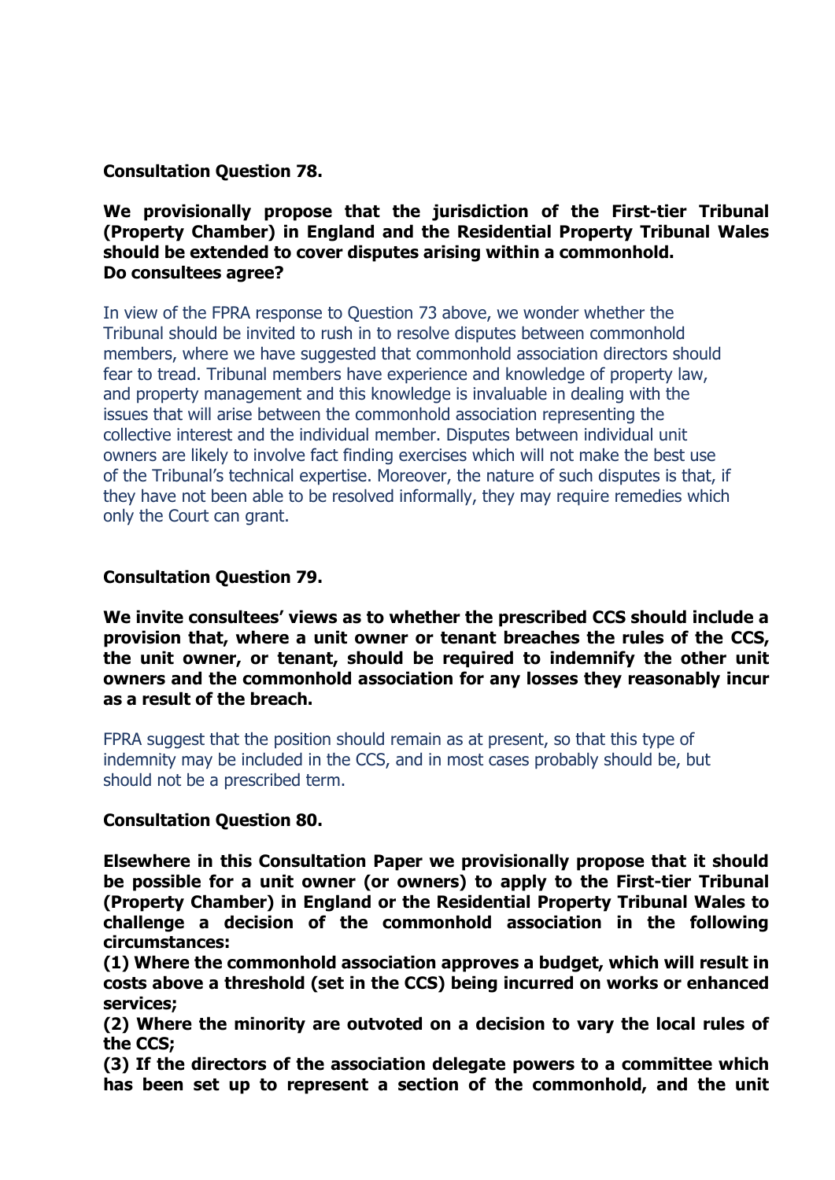**Consultation Question 78.**

**We provisionally propose that the jurisdiction of the First-tier Tribunal (Property Chamber) in England and the Residential Property Tribunal Wales should be extended to cover disputes arising within a commonhold. Do consultees agree?**

In view of the FPRA response to Question 73 above, we wonder whether the Tribunal should be invited to rush in to resolve disputes between commonhold members, where we have suggested that commonhold association directors should fear to tread. Tribunal members have experience and knowledge of property law, and property management and this knowledge is invaluable in dealing with the issues that will arise between the commonhold association representing the collective interest and the individual member. Disputes between individual unit owners are likely to involve fact finding exercises which will not make the best use of the Tribunal's technical expertise. Moreover, the nature of such disputes is that, if they have not been able to be resolved informally, they may require remedies which only the Court can grant.

**Consultation Question 79.**

**We invite consultees' views as to whether the prescribed CCS should include a provision that, where a unit owner or tenant breaches the rules of the CCS, the unit owner, or tenant, should be required to indemnify the other unit owners and the commonhold association for any losses they reasonably incur as a result of the breach.**

FPRA suggest that the position should remain as at present, so that this type of indemnity may be included in the CCS, and in most cases probably should be, but should not be a prescribed term.

**Consultation Question 80.**

**Elsewhere in this Consultation Paper we provisionally propose that it should be possible for a unit owner (or owners) to apply to the First-tier Tribunal (Property Chamber) in England or the Residential Property Tribunal Wales to challenge a decision of the commonhold association in the following circumstances:**

**(1) Where the commonhold association approves a budget, which will result in costs above a threshold (set in the CCS) being incurred on works or enhanced services;**

**(2) Where the minority are outvoted on a decision to vary the local rules of the CCS;**

**(3) If the directors of the association delegate powers to a committee which has been set up to represent a section of the commonhold, and the unit**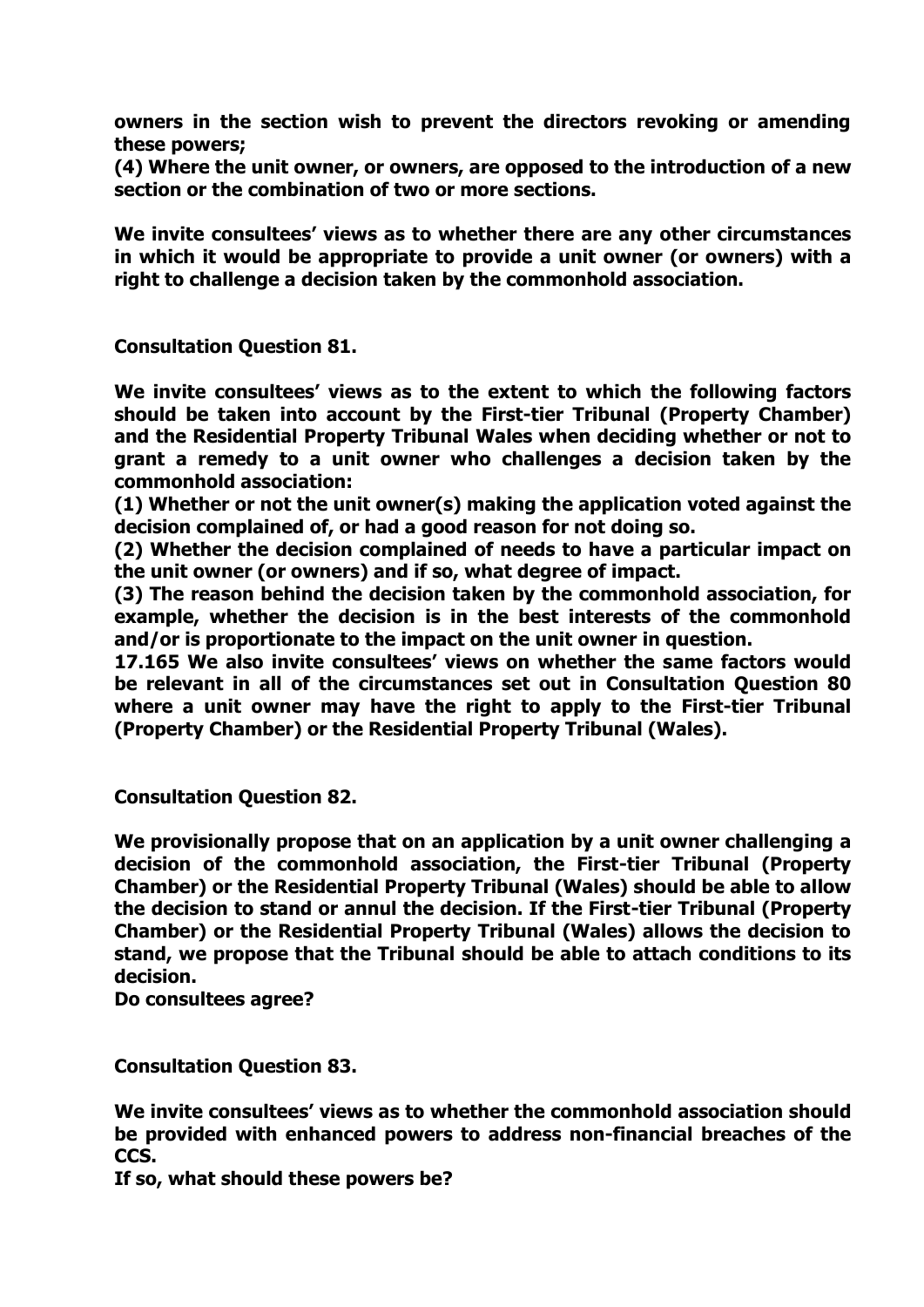**owners in the section wish to prevent the directors revoking or amending these powers;**

**(4) Where the unit owner, or owners, are opposed to the introduction of a new section or the combination of two or more sections.**

**We invite consultees' views as to whether there are any other circumstances in which it would be appropriate to provide a unit owner (or owners) with a right to challenge a decision taken by the commonhold association.**

**Consultation Question 81.**

**We invite consultees' views as to the extent to which the following factors should be taken into account by the First-tier Tribunal (Property Chamber) and the Residential Property Tribunal Wales when deciding whether or not to grant a remedy to a unit owner who challenges a decision taken by the commonhold association:**

**(1) Whether or not the unit owner(s) making the application voted against the decision complained of, or had a good reason for not doing so.**

**(2) Whether the decision complained of needs to have a particular impact on the unit owner (or owners) and if so, what degree of impact.**

**(3) The reason behind the decision taken by the commonhold association, for example, whether the decision is in the best interests of the commonhold and/or is proportionate to the impact on the unit owner in question.**

**17.165 We also invite consultees' views on whether the same factors would be relevant in all of the circumstances set out in Consultation Question 80 where a unit owner may have the right to apply to the First-tier Tribunal (Property Chamber) or the Residential Property Tribunal (Wales).**

**Consultation Question 82.**

**We provisionally propose that on an application by a unit owner challenging a decision of the commonhold association, the First-tier Tribunal (Property Chamber) or the Residential Property Tribunal (Wales) should be able to allow the decision to stand or annul the decision. If the First-tier Tribunal (Property Chamber) or the Residential Property Tribunal (Wales) allows the decision to stand, we propose that the Tribunal should be able to attach conditions to its decision.**

**Do consultees agree?**

**Consultation Question 83.**

**We invite consultees' views as to whether the commonhold association should be provided with enhanced powers to address non-financial breaches of the CCS.**

**If so, what should these powers be?**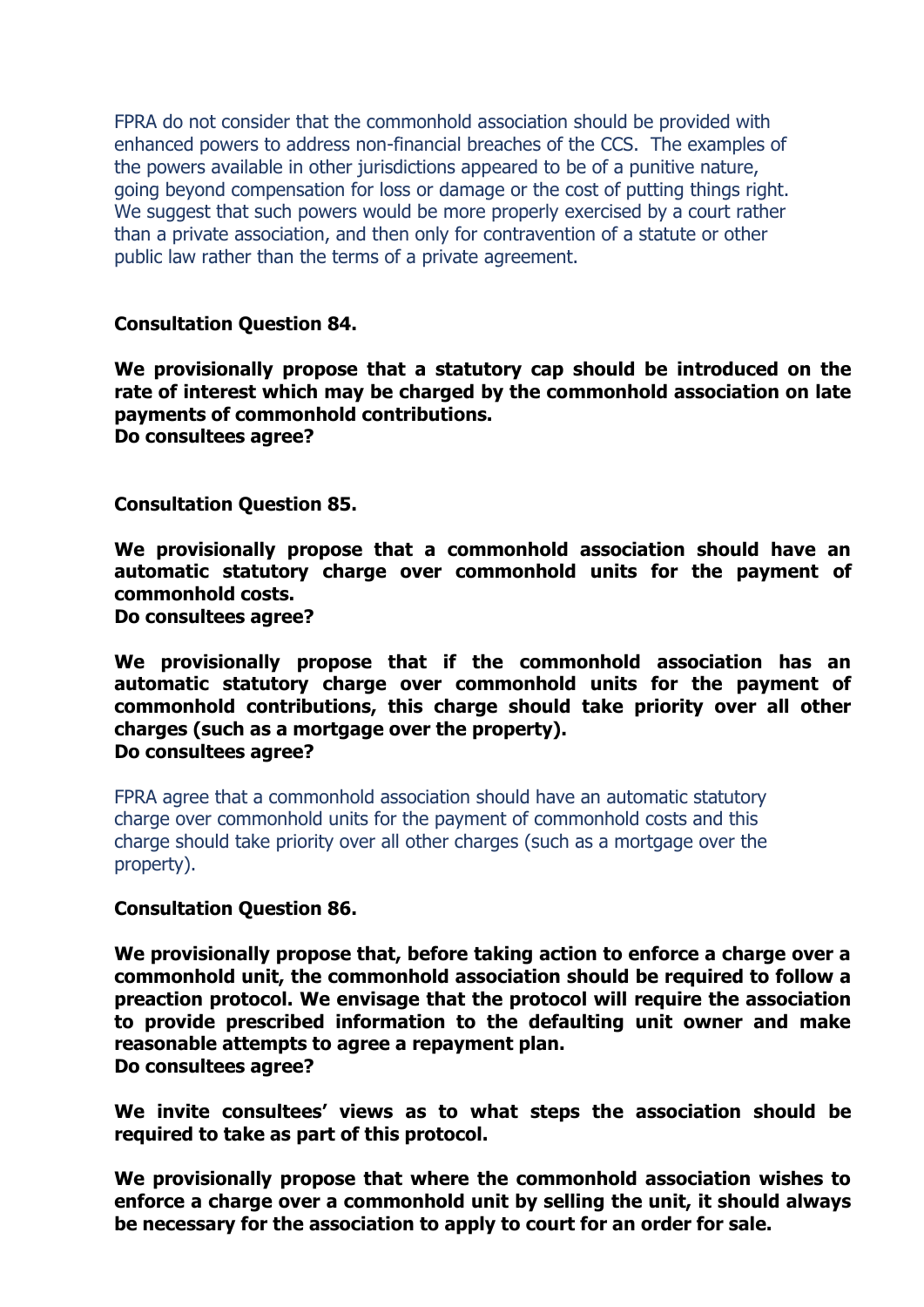FPRA do not consider that the commonhold association should be provided with enhanced powers to address non-financial breaches of the CCS. The examples of the powers available in other jurisdictions appeared to be of a punitive nature, going beyond compensation for loss or damage or the cost of putting things right. We suggest that such powers would be more properly exercised by a court rather than a private association, and then only for contravention of a statute or other public law rather than the terms of a private agreement.

**Consultation Question 84.**

**We provisionally propose that a statutory cap should be introduced on the rate of interest which may be charged by the commonhold association on late payments of commonhold contributions.**
**Do consultees agree?**

**Consultation Question 85.**

**We provisionally propose that a commonhold association should have an automatic statutory charge over commonhold units for the payment of commonhold costs.**
**Do consultees agree?**

**We provisionally propose that if the commonhold association has an automatic statutory charge over commonhold units for the payment of commonhold contributions, this charge should take priority over all other charges (such as a mortgage over the property).**
**Do consultees agree?**

FPRA agree that a commonhold association should have an automatic statutory charge over commonhold units for the payment of commonhold costs and this charge should take priority over all other charges (such as a mortgage over the property).

**Consultation Question 86.**

**We provisionally propose that, before taking action to enforce a charge over a commonhold unit, the commonhold association should be required to follow a preaction protocol. We envisage that the protocol will require the association to provide prescribed information to the defaulting unit owner and make reasonable attempts to agree a repayment plan.**
**Do consultees agree?**

**We invite consultees' views as to what steps the association should be required to take as part of this protocol.**

**We provisionally propose that where the commonhold association wishes to enforce a charge over a commonhold unit by selling the unit, it should always be necessary for the association to apply to court for an order for sale.**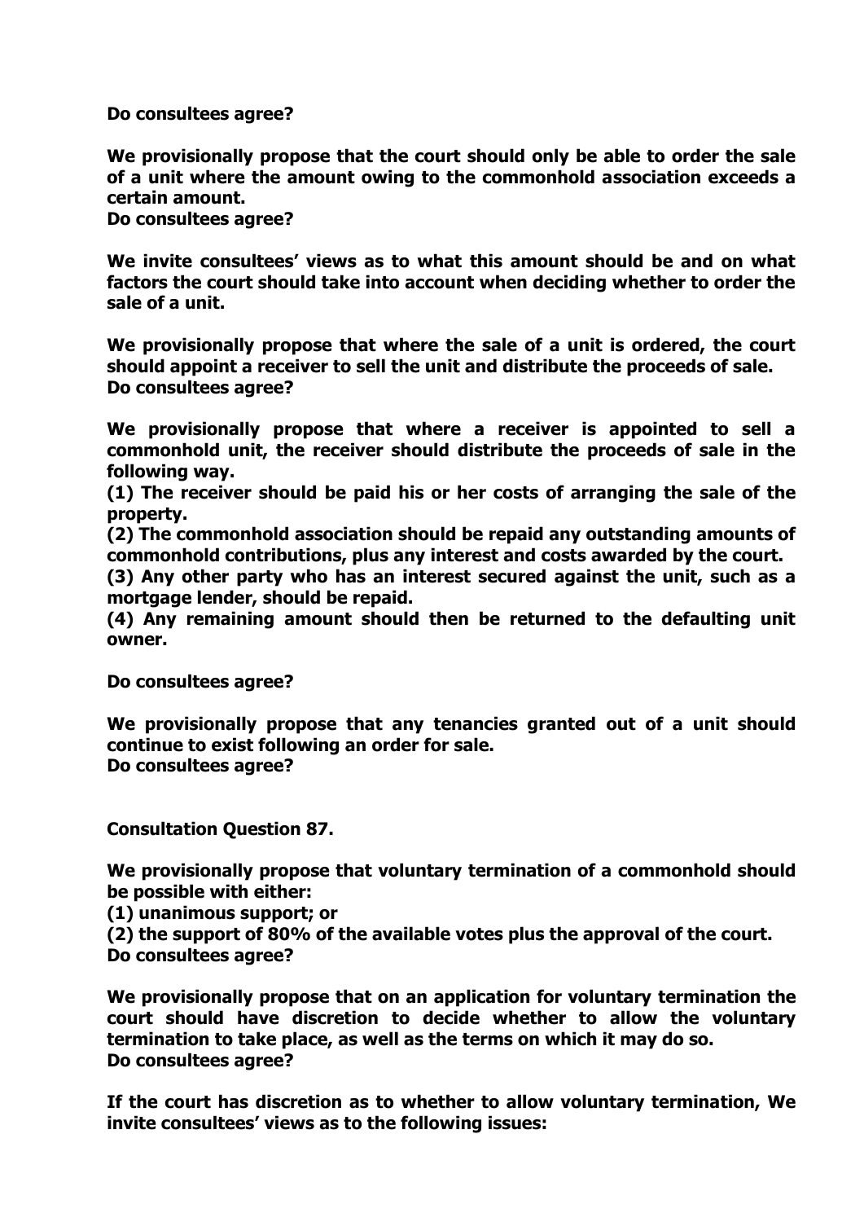**Do consultees agree?**

**We provisionally propose that the court should only be able to order the sale of a unit where the amount owing to the commonhold association exceeds a certain amount.**
**Do consultees agree?**

**We invite consultees' views as to what this amount should be and on what factors the court should take into account when deciding whether to order the sale of a unit.**

**We provisionally propose that where the sale of a unit is ordered, the court should appoint a receiver to sell the unit and distribute the proceeds of sale.**
**Do consultees agree?**

**We provisionally propose that where a receiver is appointed to sell a commonhold unit, the receiver should distribute the proceeds of sale in the following way.**
**(1) The receiver should be paid his or her costs of arranging the sale of the property.**
**(2) The commonhold association should be repaid any outstanding amounts of commonhold contributions, plus any interest and costs awarded by the court.**
**(3) Any other party who has an interest secured against the unit, such as a mortgage lender, should be repaid.**
**(4) Any remaining amount should then be returned to the defaulting unit owner.**

**Do consultees agree?**

**We provisionally propose that any tenancies granted out of a unit should continue to exist following an order for sale.**
**Do consultees agree?**

**Consultation Question 87.**

**We provisionally propose that voluntary termination of a commonhold should be possible with either:**
**(1) unanimous support; or**
**(2) the support of 80% of the available votes plus the approval of the court.**
**Do consultees agree?**

**We provisionally propose that on an application for voluntary termination the court should have discretion to decide whether to allow the voluntary termination to take place, as well as the terms on which it may do so.**
**Do consultees agree?**

**If the court has discretion as to whether to allow voluntary termination, We invite consultees' views as to the following issues:**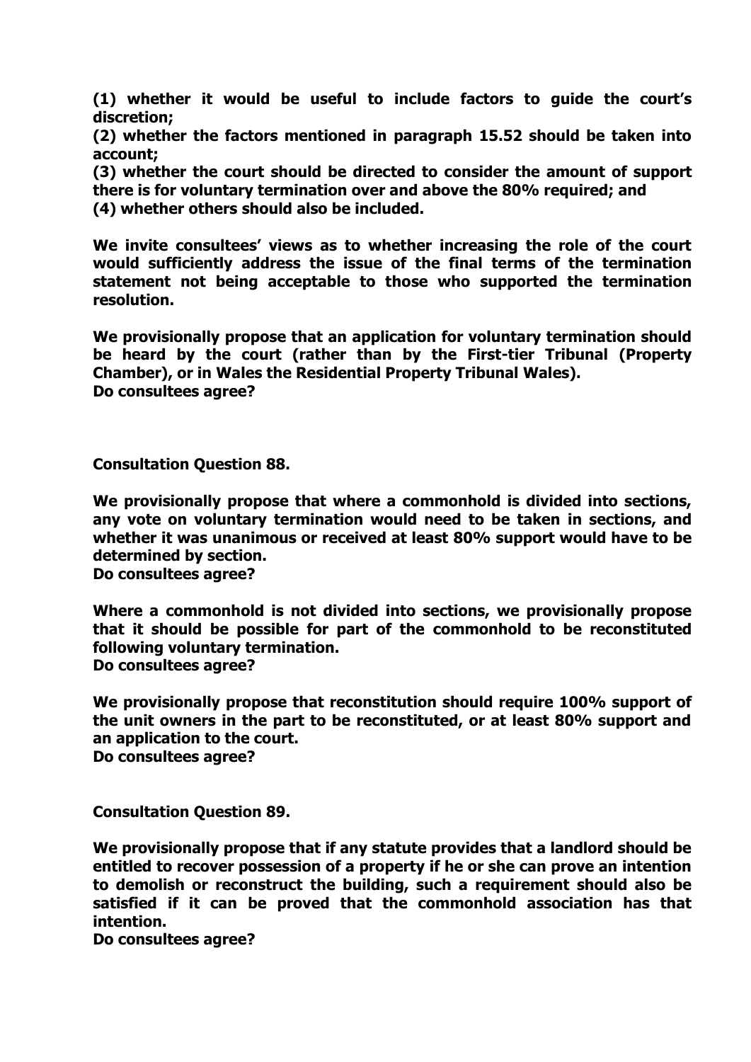**(1) whether it would be useful to include factors to guide the court's discretion;**
**(2) whether the factors mentioned in paragraph 15.52 should be taken into account;**
**(3) whether the court should be directed to consider the amount of support there is for voluntary termination over and above the 80% required; and**
**(4) whether others should also be included.**

**We invite consultees' views as to whether increasing the role of the court would sufficiently address the issue of the final terms of the termination statement not being acceptable to those who supported the termination resolution.**

**We provisionally propose that an application for voluntary termination should be heard by the court (rather than by the First-tier Tribunal (Property Chamber), or in Wales the Residential Property Tribunal Wales).**
**Do consultees agree?**

**Consultation Question 88.**

**We provisionally propose that where a commonhold is divided into sections, any vote on voluntary termination would need to be taken in sections, and whether it was unanimous or received at least 80% support would have to be determined by section.**
**Do consultees agree?**

**Where a commonhold is not divided into sections, we provisionally propose that it should be possible for part of the commonhold to be reconstituted following voluntary termination.**
**Do consultees agree?**

**We provisionally propose that reconstitution should require 100% support of the unit owners in the part to be reconstituted, or at least 80% support and an application to the court.**
**Do consultees agree?**

**Consultation Question 89.**

**We provisionally propose that if any statute provides that a landlord should be entitled to recover possession of a property if he or she can prove an intention to demolish or reconstruct the building, such a requirement should also be satisfied if it can be proved that the commonhold association has that intention.**
**Do consultees agree?**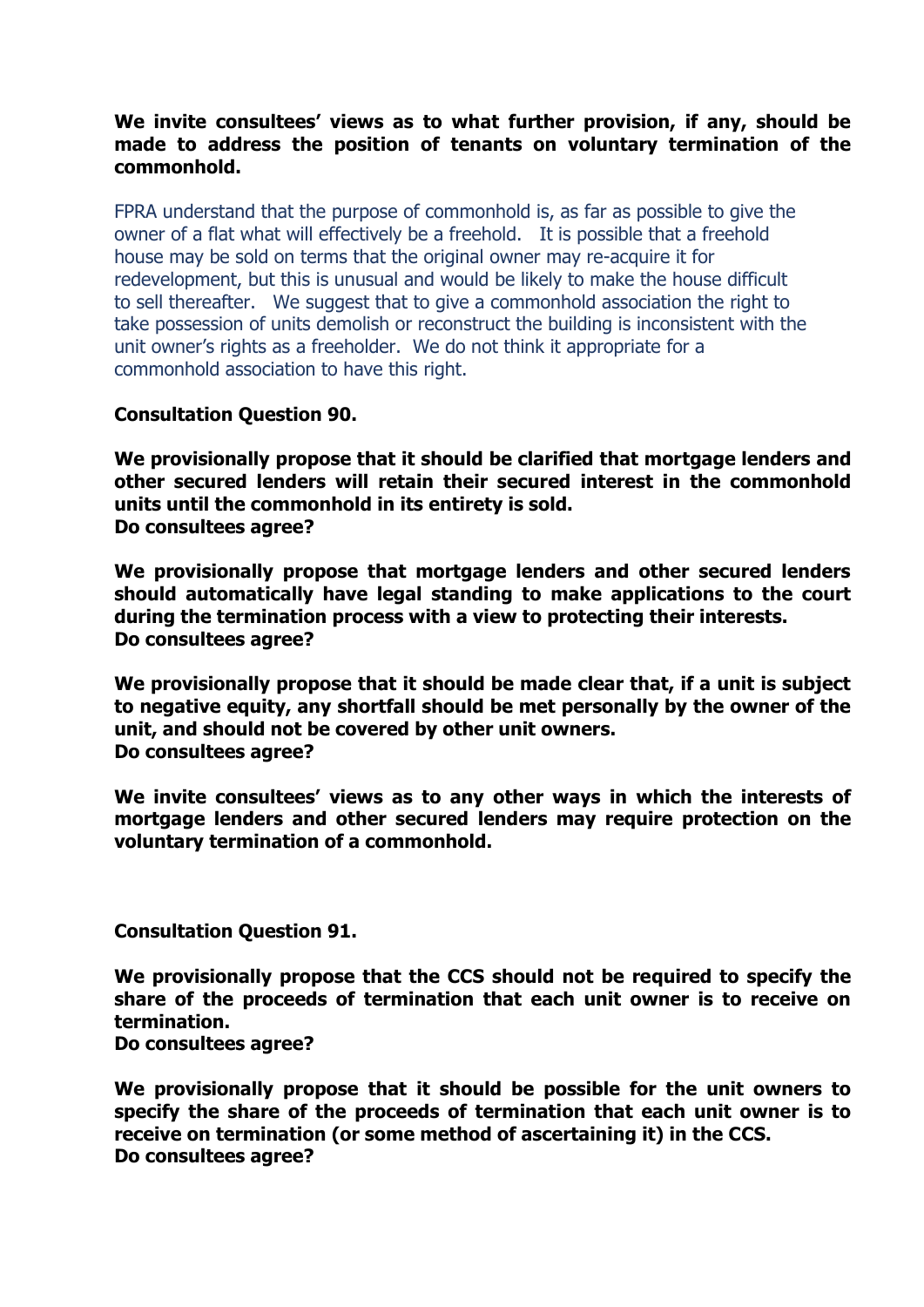**We invite consultees' views as to what further provision, if any, should be made to address the position of tenants on voluntary termination of the commonhold.**

FPRA understand that the purpose of commonhold is, as far as possible to give the owner of a flat what will effectively be a freehold. It is possible that a freehold house may be sold on terms that the original owner may re-acquire it for redevelopment, but this is unusual and would be likely to make the house difficult to sell thereafter. We suggest that to give a commonhold association the right to take possession of units demolish or reconstruct the building is inconsistent with the unit owner's rights as a freeholder. We do not think it appropriate for a commonhold association to have this right.

**Consultation Question 90.**

**We provisionally propose that it should be clarified that mortgage lenders and other secured lenders will retain their secured interest in the commonhold units until the commonhold in its entirety is sold.**
**Do consultees agree?**

**We provisionally propose that mortgage lenders and other secured lenders should automatically have legal standing to make applications to the court during the termination process with a view to protecting their interests.**
**Do consultees agree?**

**We provisionally propose that it should be made clear that, if a unit is subject to negative equity, any shortfall should be met personally by the owner of the unit, and should not be covered by other unit owners.**
**Do consultees agree?**

**We invite consultees' views as to any other ways in which the interests of mortgage lenders and other secured lenders may require protection on the voluntary termination of a commonhold.**

**Consultation Question 91.**

**We provisionally propose that the CCS should not be required to specify the share of the proceeds of termination that each unit owner is to receive on termination.**
**Do consultees agree?**

**We provisionally propose that it should be possible for the unit owners to specify the share of the proceeds of termination that each unit owner is to receive on termination (or some method of ascertaining it) in the CCS.**
**Do consultees agree?**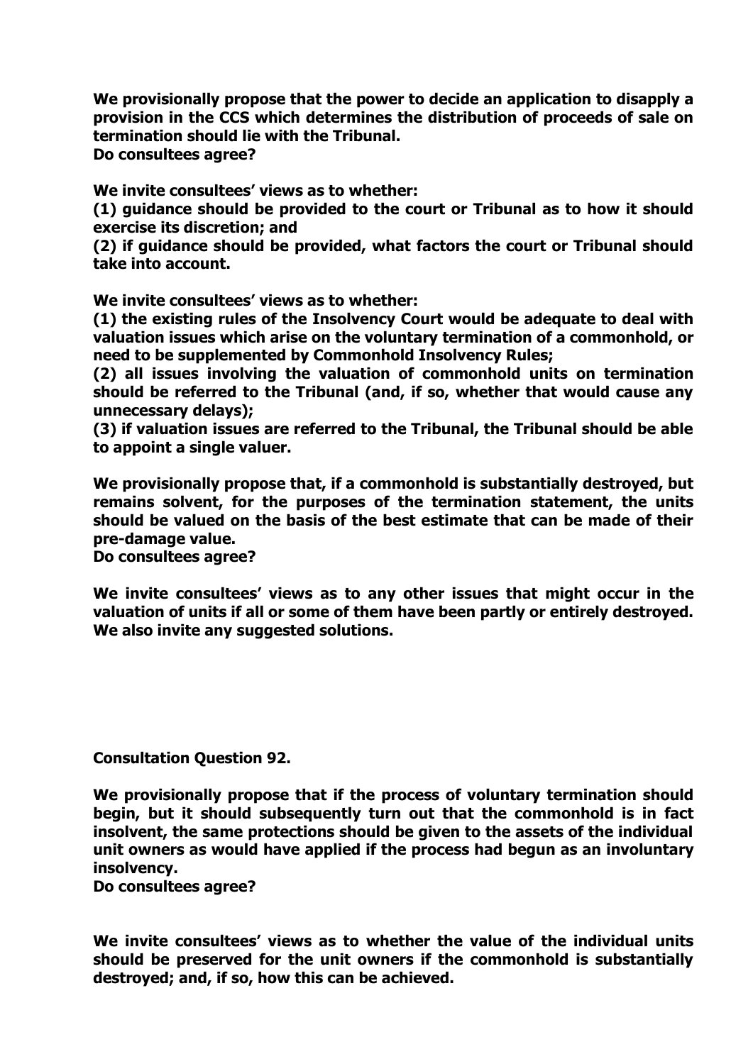**We provisionally propose that the power to decide an application to disapply a provision in the CCS which determines the distribution of proceeds of sale on termination should lie with the Tribunal.**
**Do consultees agree?**

**We invite consultees' views as to whether:**
**(1) guidance should be provided to the court or Tribunal as to how it should exercise its discretion; and**
**(2) if guidance should be provided, what factors the court or Tribunal should take into account.**

**We invite consultees' views as to whether:**
**(1) the existing rules of the Insolvency Court would be adequate to deal with valuation issues which arise on the voluntary termination of a commonhold, or need to be supplemented by Commonhold Insolvency Rules;**
**(2) all issues involving the valuation of commonhold units on termination should be referred to the Tribunal (and, if so, whether that would cause any unnecessary delays);**
**(3) if valuation issues are referred to the Tribunal, the Tribunal should be able to appoint a single valuer.**

**We provisionally propose that, if a commonhold is substantially destroyed, but remains solvent, for the purposes of the termination statement, the units should be valued on the basis of the best estimate that can be made of their pre-damage value.**
**Do consultees agree?**

**We invite consultees' views as to any other issues that might occur in the valuation of units if all or some of them have been partly or entirely destroyed. We also invite any suggested solutions.**

**Consultation Question 92.**

**We provisionally propose that if the process of voluntary termination should begin, but it should subsequently turn out that the commonhold is in fact insolvent, the same protections should be given to the assets of the individual unit owners as would have applied if the process had begun as an involuntary insolvency.**
**Do consultees agree?**

**We invite consultees' views as to whether the value of the individual units should be preserved for the unit owners if the commonhold is substantially destroyed; and, if so, how this can be achieved.**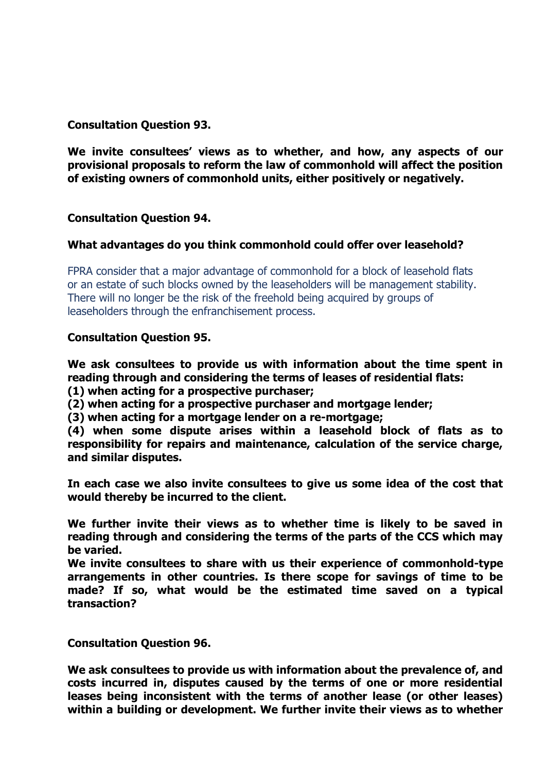**Consultation Question 93.**

**We invite consultees' views as to whether, and how, any aspects of our provisional proposals to reform the law of commonhold will affect the position of existing owners of commonhold units, either positively or negatively.**

**Consultation Question 94.**

**What advantages do you think commonhold could offer over leasehold?**

FPRA consider that a major advantage of commonhold for a block of leasehold flats or an estate of such blocks owned by the leaseholders will be management stability. There will no longer be the risk of the freehold being acquired by groups of leaseholders through the enfranchisement process.

**Consultation Question 95.**

**We ask consultees to provide us with information about the time spent in reading through and considering the terms of leases of residential flats:**
**(1) when acting for a prospective purchaser;**
**(2) when acting for a prospective purchaser and mortgage lender;**
**(3) when acting for a mortgage lender on a re-mortgage;**
**(4) when some dispute arises within a leasehold block of flats as to responsibility for repairs and maintenance, calculation of the service charge, and similar disputes.**

**In each case we also invite consultees to give us some idea of the cost that would thereby be incurred to the client.**

**We further invite their views as to whether time is likely to be saved in reading through and considering the terms of the parts of the CCS which may be varied.**
**We invite consultees to share with us their experience of commonhold-type arrangements in other countries. Is there scope for savings of time to be made? If so, what would be the estimated time saved on a typical transaction?**

**Consultation Question 96.**

**We ask consultees to provide us with information about the prevalence of, and costs incurred in, disputes caused by the terms of one or more residential leases being inconsistent with the terms of another lease (or other leases) within a building or development. We further invite their views as to whether**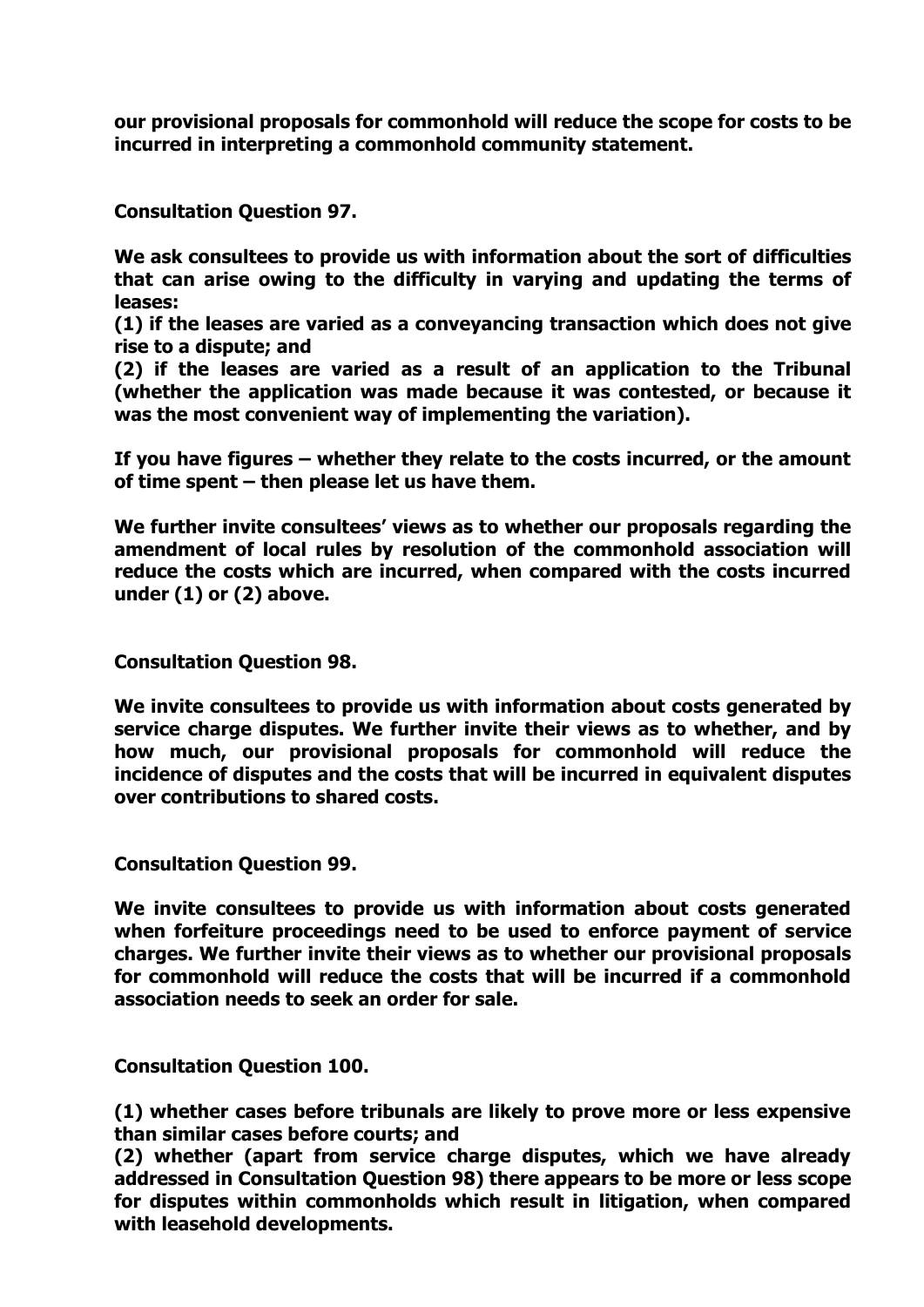**our provisional proposals for commonhold will reduce the scope for costs to be incurred in interpreting a commonhold community statement.**

**Consultation Question 97.**

**We ask consultees to provide us with information about the sort of difficulties that can arise owing to the difficulty in varying and updating the terms of leases:**

**(1) if the leases are varied as a conveyancing transaction which does not give rise to a dispute; and**

**(2) if the leases are varied as a result of an application to the Tribunal (whether the application was made because it was contested, or because it was the most convenient way of implementing the variation).**

**If you have figures – whether they relate to the costs incurred, or the amount of time spent – then please let us have them.**

**We further invite consultees' views as to whether our proposals regarding the amendment of local rules by resolution of the commonhold association will reduce the costs which are incurred, when compared with the costs incurred under (1) or (2) above.**

**Consultation Question 98.**

**We invite consultees to provide us with information about costs generated by service charge disputes. We further invite their views as to whether, and by how much, our provisional proposals for commonhold will reduce the incidence of disputes and the costs that will be incurred in equivalent disputes over contributions to shared costs.**

**Consultation Question 99.**

**We invite consultees to provide us with information about costs generated when forfeiture proceedings need to be used to enforce payment of service charges. We further invite their views as to whether our provisional proposals for commonhold will reduce the costs that will be incurred if a commonhold association needs to seek an order for sale.**

**Consultation Question 100.**

**(1) whether cases before tribunals are likely to prove more or less expensive than similar cases before courts; and**

**(2) whether (apart from service charge disputes, which we have already addressed in Consultation Question 98) there appears to be more or less scope for disputes within commonholds which result in litigation, when compared with leasehold developments.**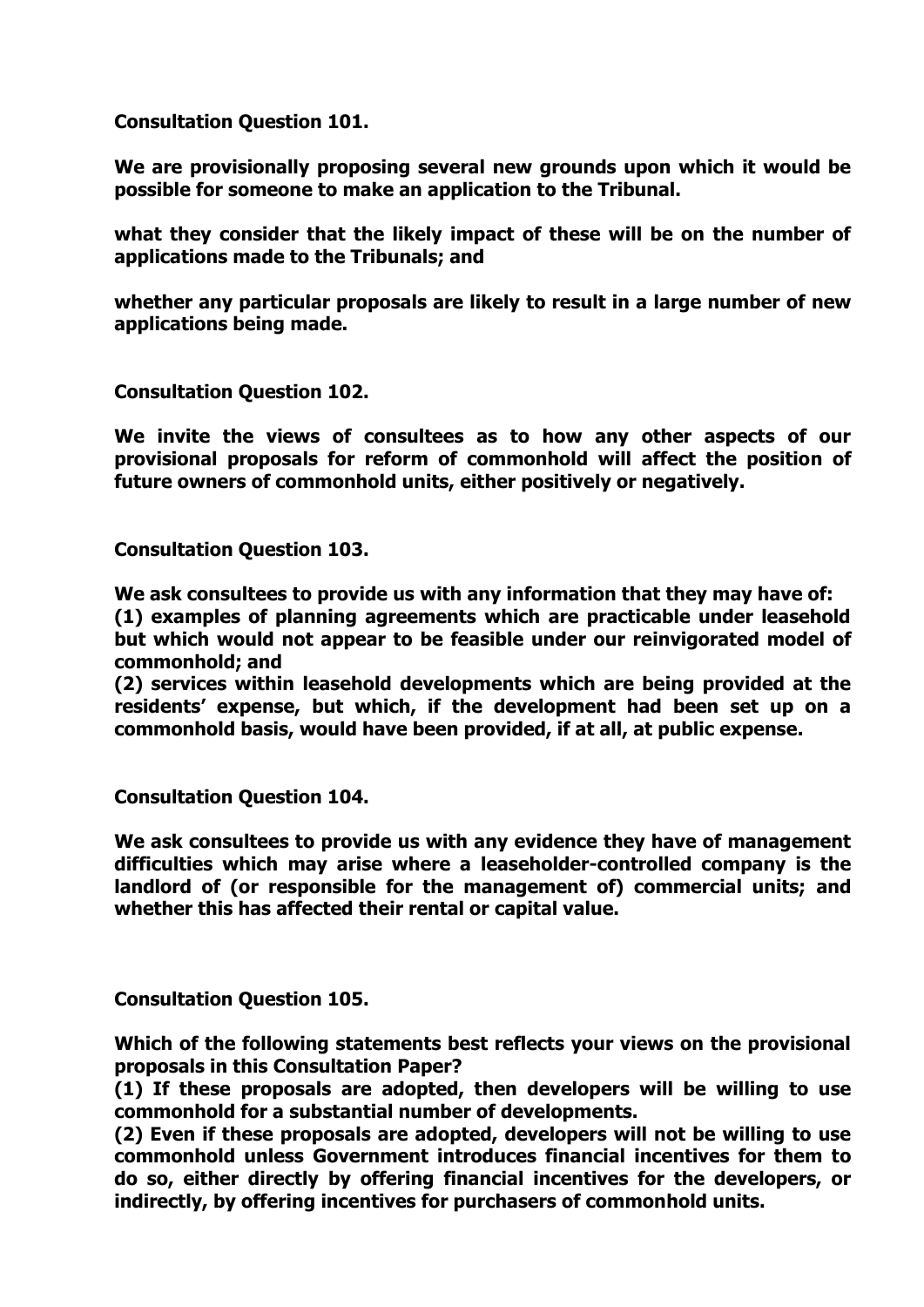**Consultation Question 101.**

**We are provisionally proposing several new grounds upon which it would be possible for someone to make an application to the Tribunal.**

**what they consider that the likely impact of these will be on the number of applications made to the Tribunals; and**

**whether any particular proposals are likely to result in a large number of new applications being made.**

**Consultation Question 102.**

**We invite the views of consultees as to how any other aspects of our provisional proposals for reform of commonhold will affect the position of future owners of commonhold units, either positively or negatively.**

**Consultation Question 103.**

**We ask consultees to provide us with any information that they may have of:**
**(1) examples of planning agreements which are practicable under leasehold but which would not appear to be feasible under our reinvigorated model of commonhold; and**
**(2) services within leasehold developments which are being provided at the residents' expense, but which, if the development had been set up on a commonhold basis, would have been provided, if at all, at public expense.**

**Consultation Question 104.**

**We ask consultees to provide us with any evidence they have of management difficulties which may arise where a leaseholder-controlled company is the landlord of (or responsible for the management of) commercial units; and whether this has affected their rental or capital value.**

**Consultation Question 105.**

**Which of the following statements best reflects your views on the provisional proposals in this Consultation Paper?**
**(1) If these proposals are adopted, then developers will be willing to use commonhold for a substantial number of developments.**
**(2) Even if these proposals are adopted, developers will not be willing to use commonhold unless Government introduces financial incentives for them to do so, either directly by offering financial incentives for the developers, or indirectly, by offering incentives for purchasers of commonhold units.**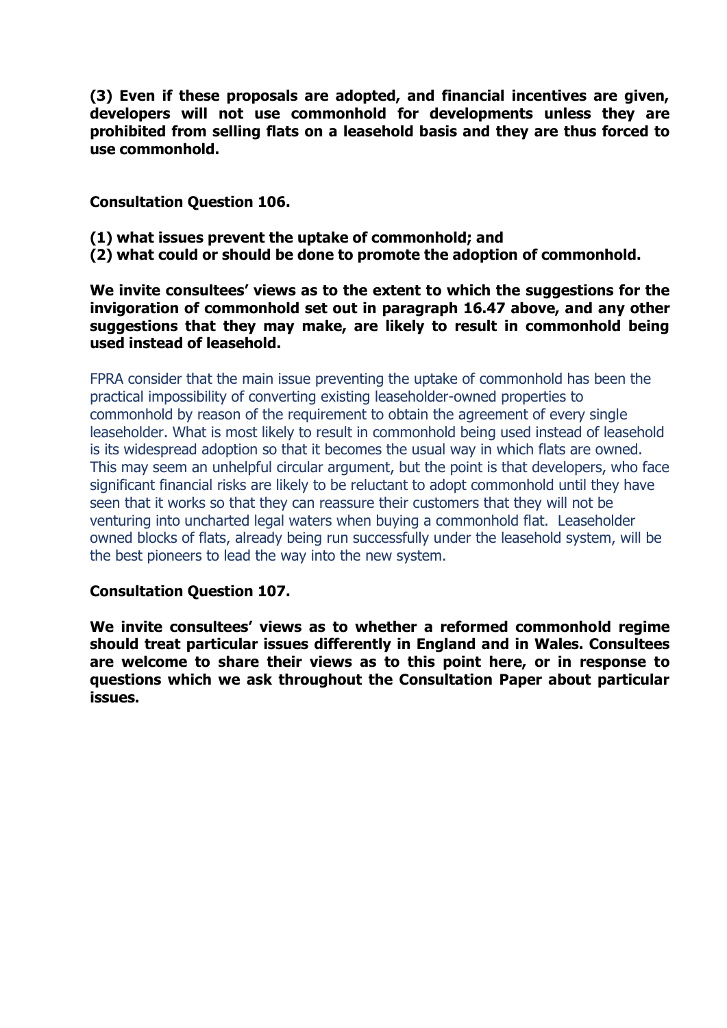**(3) Even if these proposals are adopted, and financial incentives are given, developers will not use commonhold for developments unless they are prohibited from selling flats on a leasehold basis and they are thus forced to use commonhold.**

**Consultation Question 106.**

**(1) what issues prevent the uptake of commonhold; and**
**(2) what could or should be done to promote the adoption of commonhold.**

**We invite consultees' views as to the extent to which the suggestions for the invigoration of commonhold set out in paragraph 16.47 above, and any other suggestions that they may make, are likely to result in commonhold being used instead of leasehold.**

FPRA consider that the main issue preventing the uptake of commonhold has been the practical impossibility of converting existing leaseholder-owned properties to commonhold by reason of the requirement to obtain the agreement of every single leaseholder. What is most likely to result in commonhold being used instead of leasehold is its widespread adoption so that it becomes the usual way in which flats are owned. This may seem an unhelpful circular argument, but the point is that developers, who face significant financial risks are likely to be reluctant to adopt commonhold until they have seen that it works so that they can reassure their customers that they will not be venturing into uncharted legal waters when buying a commonhold flat. Leaseholder owned blocks of flats, already being run successfully under the leasehold system, will be the best pioneers to lead the way into the new system.

**Consultation Question 107.**

**We invite consultees' views as to whether a reformed commonhold regime should treat particular issues differently in England and in Wales. Consultees are welcome to share their views as to this point here, or in response to questions which we ask throughout the Consultation Paper about particular issues.**